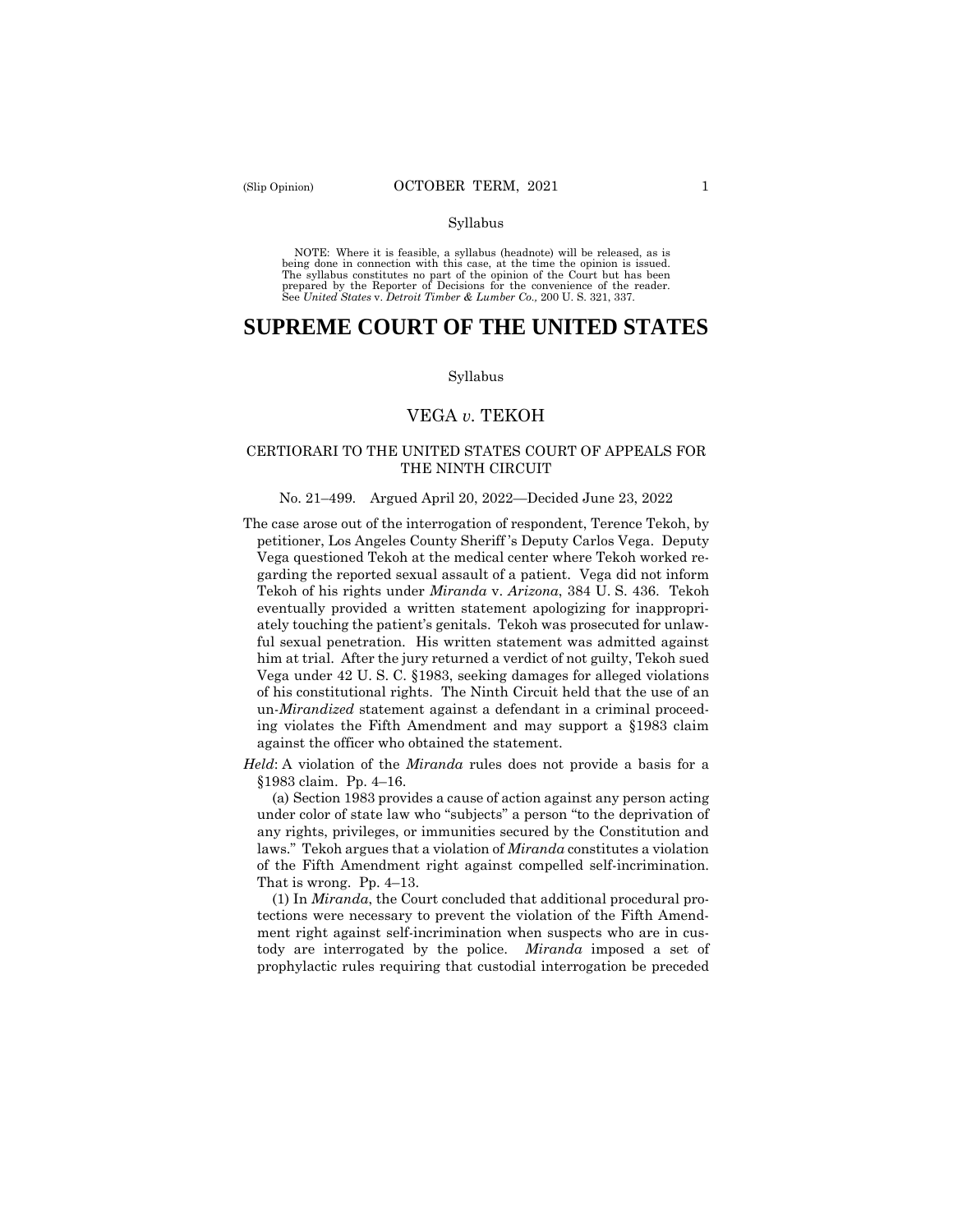Syllabus

NOTE: Where it is feasible, a syllabus (headnote) will be released, as is being done in connection with this case, at the time the opinion is issued. The syllabus constitutes no part of the opinion of the Court but has been prepared by the Reporter of Decisions for the convenience of the reader. See *United States* v. *Detroit Timber & Lumber Co.,* 200 U. S. 321, 337.

# SUPREME COURT OF THE UNITED STATES

Syllabus

## VEGA *v.* TEKOH

### CERTIORARI TO THE UNITED STATES COURT OF APPEALS FOR THE NINTH CIRCUIT

No. 21–499. Argued April 20, 2022—Decided June 23, 2022

The case arose out of the interrogation of respondent, Terence Tekoh, by petitioner, Los Angeles County Sheriff's Deputy Carlos Vega. Deputy Vega questioned Tekoh at the medical center where Tekoh worked regarding the reported sexual assault of a patient. Vega did not inform Tekoh of his rights under *Miranda* v. *Arizona*, 384 U. S. 436. Tekoh eventually provided a written statement apologizing for inappropriately touching the patient's genitals. Tekoh was prosecuted for unlawful sexual penetration. His written statement was admitted against him at trial. After the jury returned a verdict of not guilty, Tekoh sued Vega under 42 U. S. C. §1983, seeking damages for alleged violations of his constitutional rights. The Ninth Circuit held that the use of an un-*Mirandized* statement against a defendant in a criminal proceeding violates the Fifth Amendment and may support a §1983 claim against the officer who obtained the statement.

*Held*: A violation of the *Miranda* rules does not provide a basis for a §1983 claim. Pp. 4–16.

(a) Section 1983 provides a cause of action against any person acting under color of state law who "subjects" a person "to the deprivation of any rights, privileges, or immunities secured by the Constitution and laws." Tekoh argues that a violation of *Miranda* constitutes a violation of the Fifth Amendment right against compelled self-incrimination. That is wrong. Pp. 4–13.

(1) In *Miranda*, the Court concluded that additional procedural protections were necessary to prevent the violation of the Fifth Amendment right against self-incrimination when suspects who are in custody are interrogated by the police. *Miranda* imposed a set of prophylactic rules requiring that custodial interrogation be preceded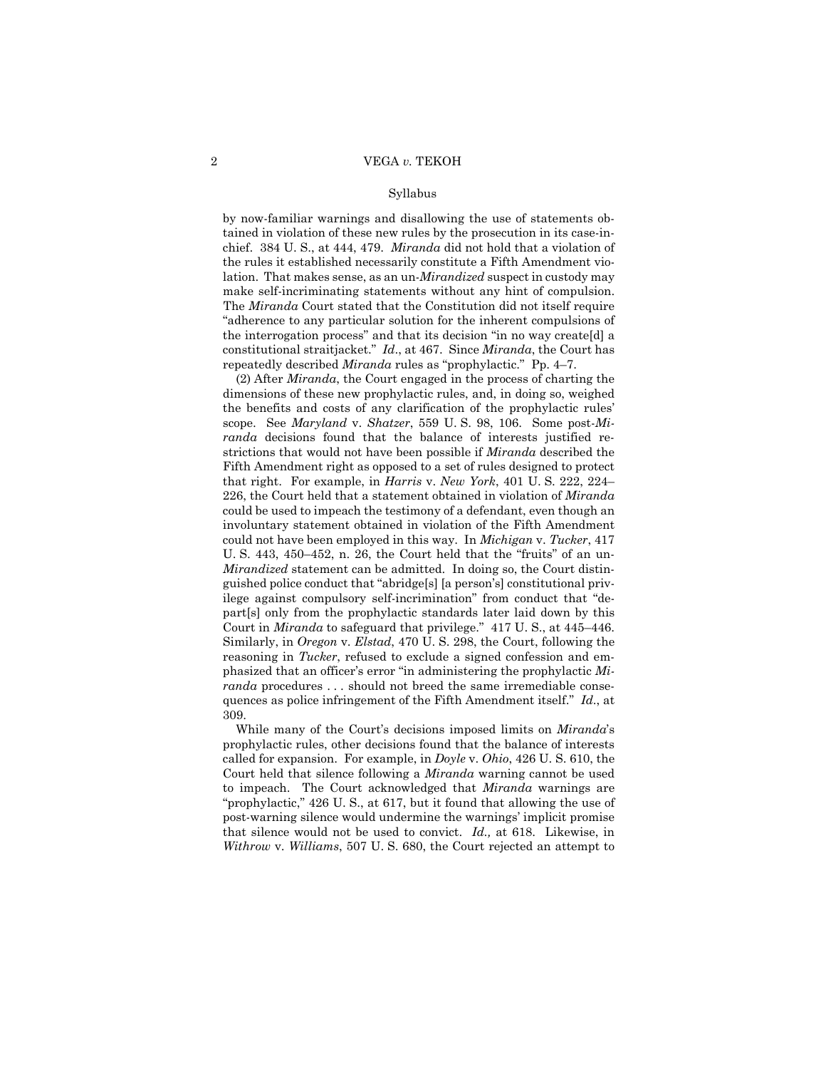Syllabus

by now-familiar warnings and disallowing the use of statements obtained in violation of these new rules by the prosecution in its case-in-chief. 384 U. S., at 444, 479. *Miranda* did not hold that a violation of the rules it established necessarily constitute a Fifth Amendment violation. That makes sense, as an un-*Mirandized* suspect in custody may make self-incriminating statements without any hint of compulsion. The *Miranda* Court stated that the Constitution did not itself require "adherence to any particular solution for the inherent compulsions of the interrogation process" and that its decision "in no way create[d] a constitutional straitjacket." *Id*., at 467. Since *Miranda*, the Court has repeatedly described *Miranda* rules as "prophylactic." Pp. 4–7.

(2) After *Miranda*, the Court engaged in the process of charting the dimensions of these new prophylactic rules, and, in doing so, weighed the benefits and costs of any clarification of the prophylactic rules' scope. See *Maryland* v. *Shatzer*, 559 U. S. 98, 106. Some post-*Miranda* decisions found that the balance of interests justified restrictions that would not have been possible if *Miranda* described the Fifth Amendment right as opposed to a set of rules designed to protect that right. For example, in *Harris* v. *New York*, 401 U. S. 222, 224–226, the Court held that a statement obtained in violation of *Miranda* could be used to impeach the testimony of a defendant, even though an involuntary statement obtained in violation of the Fifth Amendment could not have been employed in this way. In *Michigan* v. *Tucker*, 417 U. S. 443, 450–452, n. 26, the Court held that the "fruits" of an un-*Mirandized* statement can be admitted. In doing so, the Court distinguished police conduct that "abridge[s] [a person's] constitutional privilege against compulsory self-incrimination" from conduct that "depart[s] only from the prophylactic standards later laid down by this Court in *Miranda* to safeguard that privilege." 417 U. S., at 445–446. Similarly, in *Oregon* v. *Elstad*, 470 U. S. 298, the Court, following the reasoning in *Tucker*, refused to exclude a signed confession and emphasized that an officer's error "in administering the prophylactic *Miranda* procedures . . . should not breed the same irremediable consequences as police infringement of the Fifth Amendment itself." *Id*., at 309.

While many of the Court's decisions imposed limits on *Miranda*'s prophylactic rules, other decisions found that the balance of interests called for expansion. For example, in *Doyle* v. *Ohio*, 426 U. S. 610, the Court held that silence following a *Miranda* warning cannot be used to impeach. The Court acknowledged that *Miranda* warnings are "prophylactic," 426 U. S., at 617, but it found that allowing the use of post-warning silence would undermine the warnings' implicit promise that silence would not be used to convict. *Id.,* at 618. Likewise, in *Withrow* v. *Williams*, 507 U. S. 680, the Court rejected an attempt to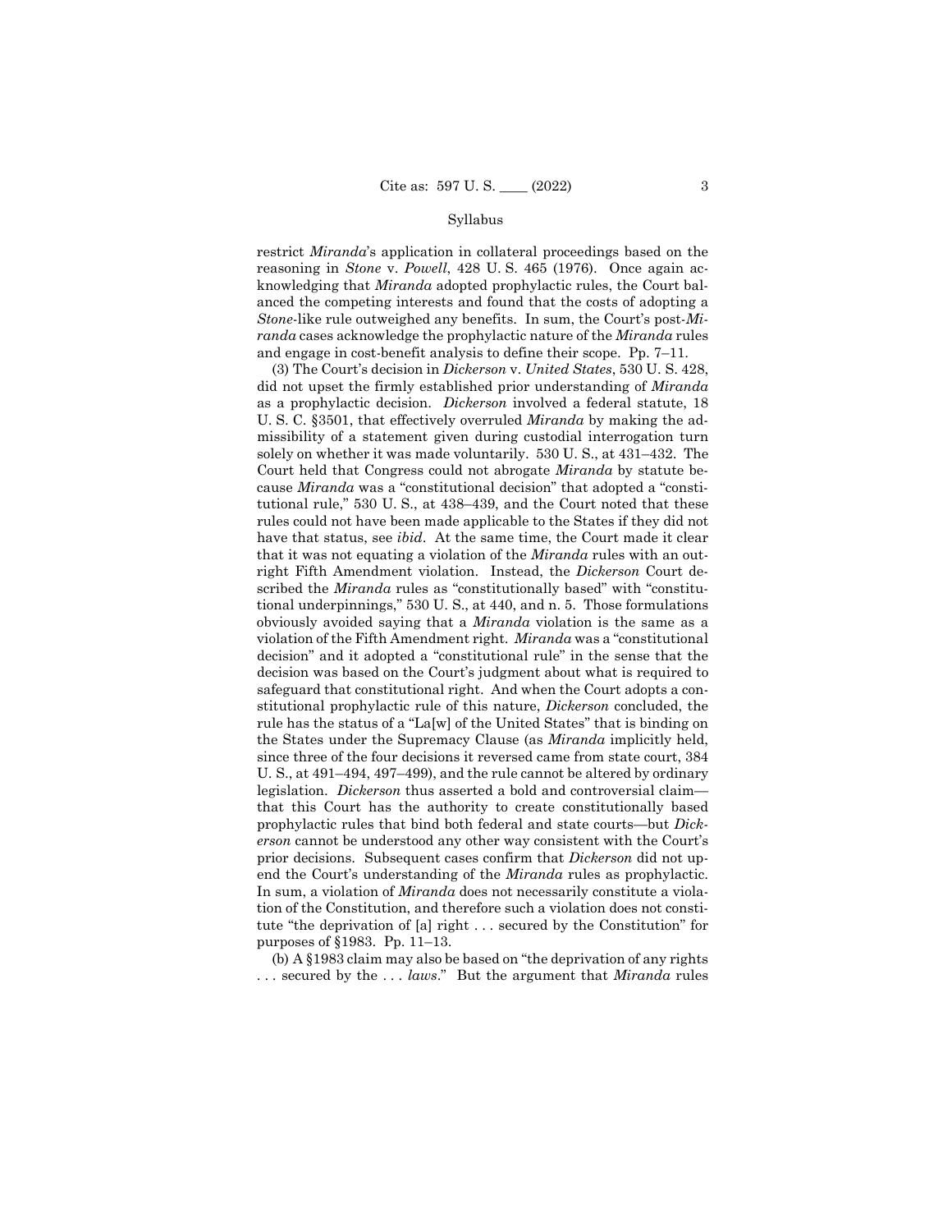restrict *Miranda*'s application in collateral proceedings based on the reasoning in *Stone* v. *Powell*, 428 U. S. 465 (1976). Once again acknowledging that *Miranda* adopted prophylactic rules, the Court balanced the competing interests and found that the costs of adopting a *Stone*-like rule outweighed any benefits. In sum, the Court's post-*Miranda* cases acknowledge the prophylactic nature of the *Miranda* rules and engage in cost-benefit analysis to define their scope. Pp. 7–11.

(3) The Court's decision in *Dickerson* v. *United States*, 530 U. S. 428, did not upset the firmly established prior understanding of *Miranda* as a prophylactic decision. *Dickerson* involved a federal statute, 18 U. S. C. §3501, that effectively overruled *Miranda* by making the admissibility of a statement given during custodial interrogation turn solely on whether it was made voluntarily. 530 U. S., at 431–432. The Court held that Congress could not abrogate *Miranda* by statute because *Miranda* was a "constitutional decision" that adopted a "constitutional rule," 530 U. S., at 438–439, and the Court noted that these rules could not have been made applicable to the States if they did not have that status, see *ibid*. At the same time, the Court made it clear that it was not equating a violation of the *Miranda* rules with an outright Fifth Amendment violation. Instead, the *Dickerson* Court described the *Miranda* rules as "constitutionally based" with "constitutional underpinnings," 530 U. S., at 440, and n. 5. Those formulations obviously avoided saying that a *Miranda* violation is the same as a violation of the Fifth Amendment right. *Miranda* was a "constitutional decision" and it adopted a "constitutional rule" in the sense that the decision was based on the Court's judgment about what is required to safeguard that constitutional right. And when the Court adopts a constitutional prophylactic rule of this nature, *Dickerson* concluded, the rule has the status of a "La[w] of the United States" that is binding on the States under the Supremacy Clause (as *Miranda* implicitly held, since three of the four decisions it reversed came from state court, 384 U. S., at 491–494, 497–499), and the rule cannot be altered by ordinary legislation. *Dickerson* thus asserted a bold and controversial claim—that this Court has the authority to create constitutionally based prophylactic rules that bind both federal and state courts—but *Dickerson* cannot be understood any other way consistent with the Court's prior decisions. Subsequent cases confirm that *Dickerson* did not upend the Court's understanding of the *Miranda* rules as prophylactic. In sum, a violation of *Miranda* does not necessarily constitute a violation of the Constitution, and therefore such a violation does not constitute "the deprivation of [a] right . . . secured by the Constitution" for purposes of §1983. Pp. 11–13.

(b) A §1983 claim may also be based on "the deprivation of any rights . . . secured by the . . . *laws*." But the argument that *Miranda* rules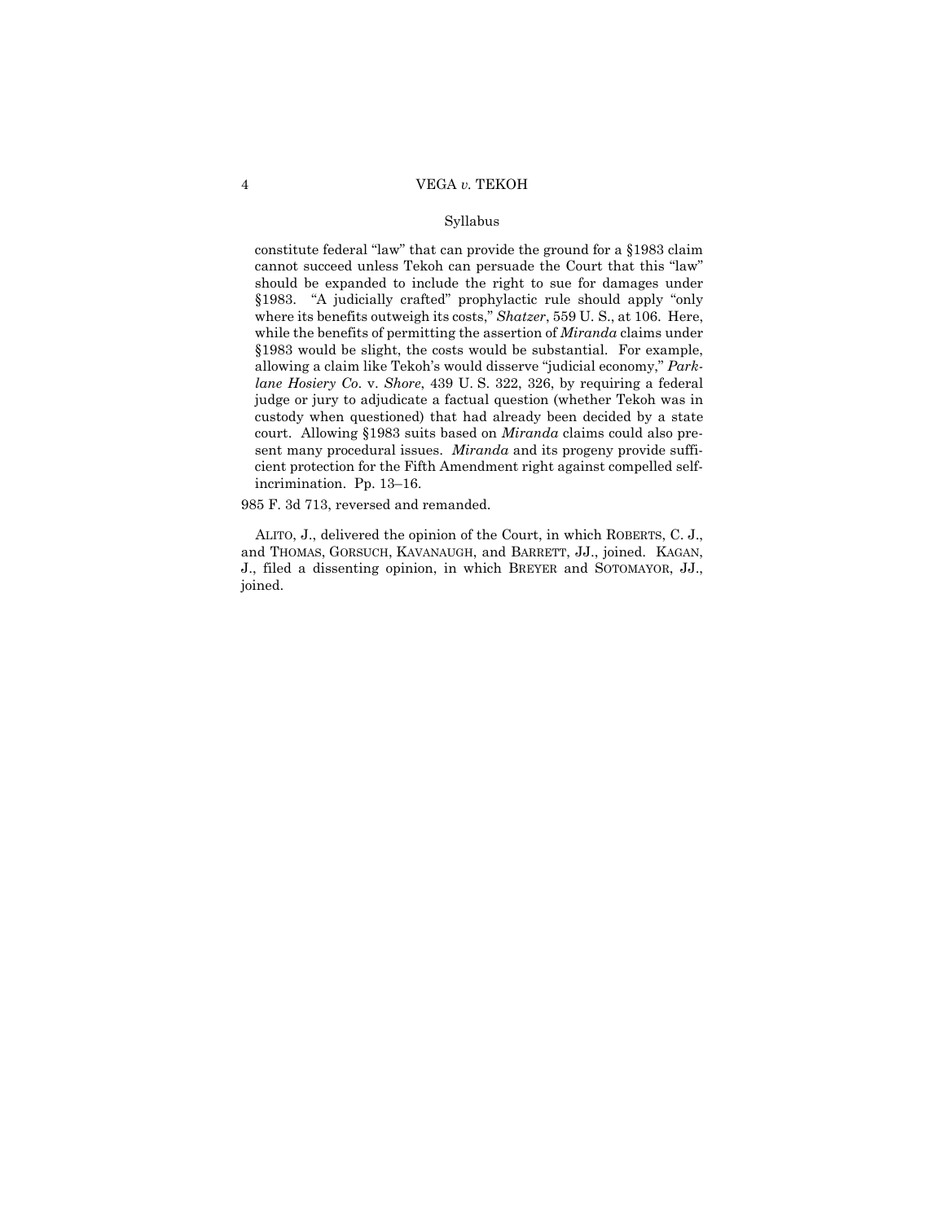Syllabus

constitute federal "law" that can provide the ground for a §1983 claim cannot succeed unless Tekoh can persuade the Court that this "law" should be expanded to include the right to sue for damages under §1983. "A judicially crafted" prophylactic rule should apply "only where its benefits outweigh its costs," *Shatzer*, 559 U. S., at 106. Here, while the benefits of permitting the assertion of *Miranda* claims under §1983 would be slight, the costs would be substantial. For example, allowing a claim like Tekoh's would disserve "judicial economy," *Parklane Hosiery Co.* v. *Shore*, 439 U. S. 322, 326, by requiring a federal judge or jury to adjudicate a factual question (whether Tekoh was in custody when questioned) that had already been decided by a state court. Allowing §1983 suits based on *Miranda* claims could also present many procedural issues. *Miranda* and its progeny provide sufficient protection for the Fifth Amendment right against compelled self-incrimination. Pp. 13–16.

985 F. 3d 713, reversed and remanded.

ALITO, J., delivered the opinion of the Court, in which ROBERTS, C. J., and THOMAS, GORSUCH, KAVANAUGH, and BARRETT, JJ., joined. KAGAN, J., filed a dissenting opinion, in which BREYER and SOTOMAYOR, JJ., joined.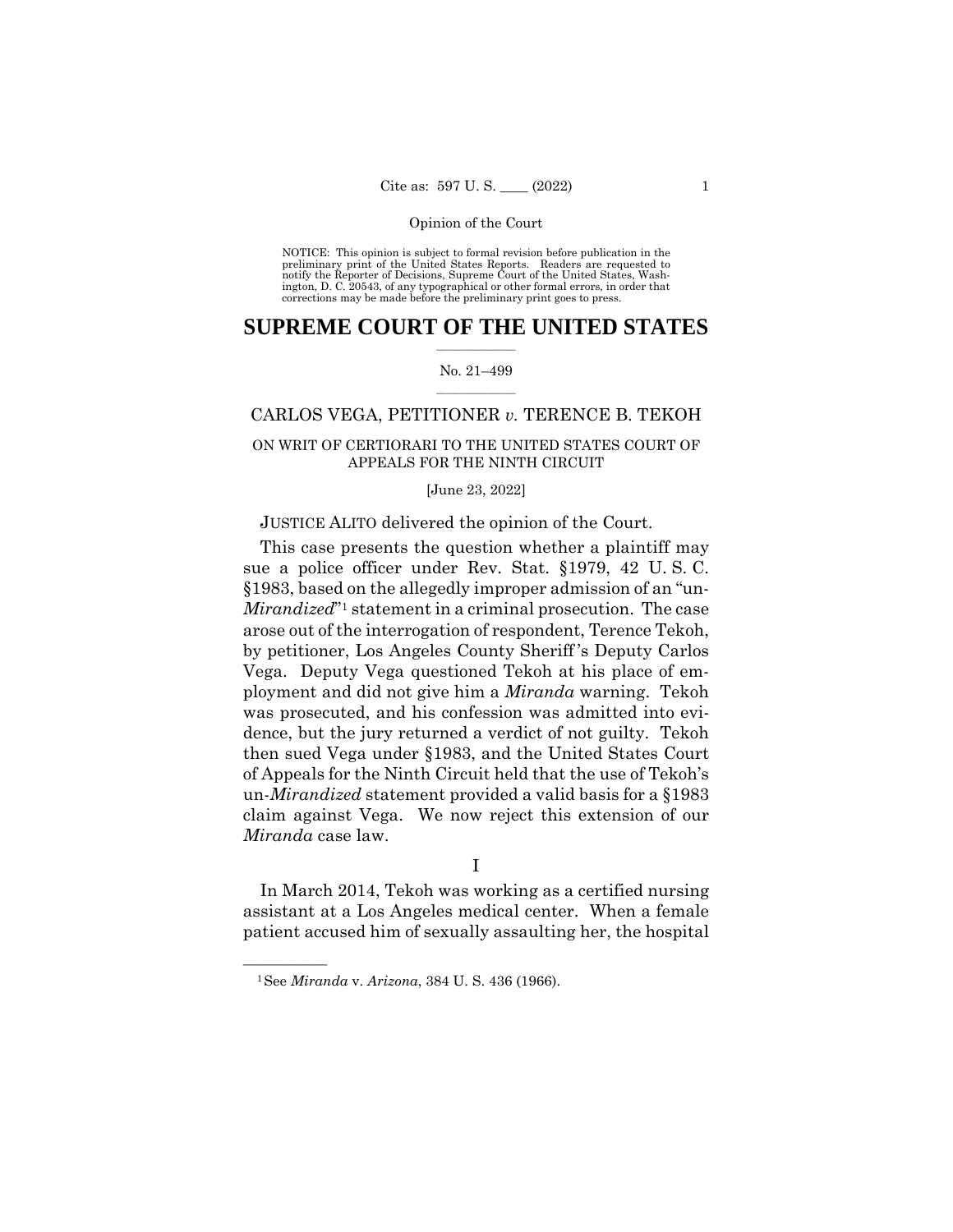NOTICE: This opinion is subject to formal revision before publication in the preliminary print of the United States Reports. Readers are requested to notify the Reporter of Decisions, Supreme Court of the United States, Washington, D. C. 20543, of any typographical or other formal errors, in order that corrections may be made before the preliminary print goes to press.

# SUPREME COURT OF THE UNITED STATES

No. 21–499

CARLOS VEGA, PETITIONER *v.* TERENCE B. TEKOH

ON WRIT OF CERTIORARI TO THE UNITED STATES COURT OF APPEALS FOR THE NINTH CIRCUIT

[June 23, 2022]

JUSTICE ALITO delivered the opinion of the Court.

This case presents the question whether a plaintiff may sue a police officer under Rev. Stat. §1979, 42 U. S. C. §1983, based on the allegedly improper admission of an "un-*Mirandized*"[1] statement in a criminal prosecution. The case arose out of the interrogation of respondent, Terence Tekoh, by petitioner, Los Angeles County Sheriff's Deputy Carlos Vega. Deputy Vega questioned Tekoh at his place of employment and did not give him a *Miranda* warning. Tekoh was prosecuted, and his confession was admitted into evidence, but the jury returned a verdict of not guilty. Tekoh then sued Vega under §1983, and the United States Court of Appeals for the Ninth Circuit held that the use of Tekoh's un-*Mirandized* statement provided a valid basis for a §1983 claim against Vega. We now reject this extension of our *Miranda* case law.

I

In March 2014, Tekoh was working as a certified nursing assistant at a Los Angeles medical center. When a female patient accused him of sexually assaulting her, the hospital

[1] See *Miranda* v. *Arizona*, 384 U. S. 436 (1966).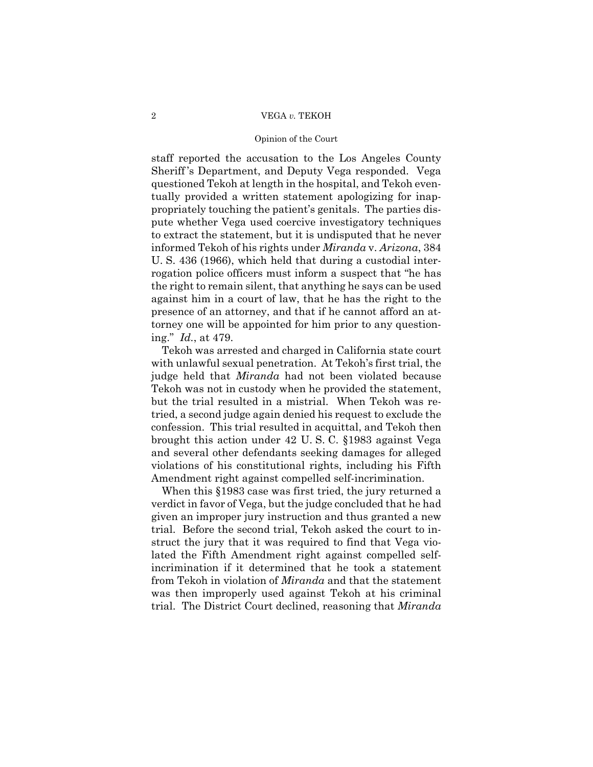staff reported the accusation to the Los Angeles County Sheriff's Department, and Deputy Vega responded. Vega questioned Tekoh at length in the hospital, and Tekoh eventually provided a written statement apologizing for inappropriately touching the patient's genitals. The parties dispute whether Vega used coercive investigatory techniques to extract the statement, but it is undisputed that he never informed Tekoh of his rights under *Miranda* v. *Arizona*, 384 U. S. 436 (1966), which held that during a custodial interrogation police officers must inform a suspect that "he has the right to remain silent, that anything he says can be used against him in a court of law, that he has the right to the presence of an attorney, and that if he cannot afford an attorney one will be appointed for him prior to any questioning." *Id.*, at 479.

Tekoh was arrested and charged in California state court with unlawful sexual penetration. At Tekoh's first trial, the judge held that *Miranda* had not been violated because Tekoh was not in custody when he provided the statement, but the trial resulted in a mistrial. When Tekoh was retried, a second judge again denied his request to exclude the confession. This trial resulted in acquittal, and Tekoh then brought this action under 42 U. S. C. §1983 against Vega and several other defendants seeking damages for alleged violations of his constitutional rights, including his Fifth Amendment right against compelled self-incrimination.

When this §1983 case was first tried, the jury returned a verdict in favor of Vega, but the judge concluded that he had given an improper jury instruction and thus granted a new trial. Before the second trial, Tekoh asked the court to instruct the jury that it was required to find that Vega violated the Fifth Amendment right against compelled self-incrimination if it determined that he took a statement from Tekoh in violation of *Miranda* and that the statement was then improperly used against Tekoh at his criminal trial. The District Court declined, reasoning that *Miranda*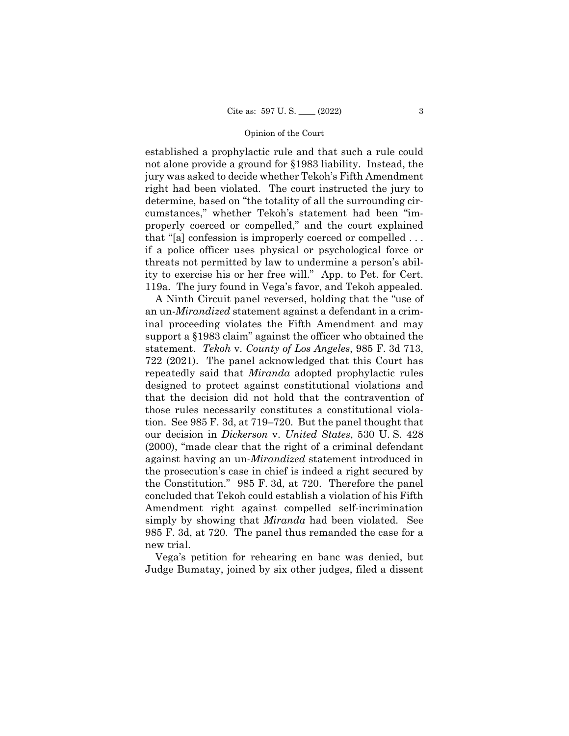established a prophylactic rule and that such a rule could not alone provide a ground for §1983 liability. Instead, the jury was asked to decide whether Tekoh's Fifth Amendment right had been violated. The court instructed the jury to determine, based on "the totality of all the surrounding circumstances," whether Tekoh's statement had been "improperly coerced or compelled," and the court explained that "[a] confession is improperly coerced or compelled . . . if a police officer uses physical or psychological force or threats not permitted by law to undermine a person's ability to exercise his or her free will." App. to Pet. for Cert. 119a. The jury found in Vega's favor, and Tekoh appealed.

A Ninth Circuit panel reversed, holding that the "use of an un-*Mirandized* statement against a defendant in a criminal proceeding violates the Fifth Amendment and may support a §1983 claim" against the officer who obtained the statement. *Tekoh* v. *County of Los Angeles*, 985 F. 3d 713, 722 (2021). The panel acknowledged that this Court has repeatedly said that *Miranda* adopted prophylactic rules designed to protect against constitutional violations and that the decision did not hold that the contravention of those rules necessarily constitutes a constitutional violation. See 985 F. 3d, at 719–720. But the panel thought that our decision in *Dickerson* v. *United States*, 530 U. S. 428 (2000), "made clear that the right of a criminal defendant against having an un-*Mirandized* statement introduced in the prosecution's case in chief is indeed a right secured by the Constitution." 985 F. 3d, at 720. Therefore the panel concluded that Tekoh could establish a violation of his Fifth Amendment right against compelled self-incrimination simply by showing that *Miranda* had been violated. See 985 F. 3d, at 720. The panel thus remanded the case for a new trial.

Vega's petition for rehearing en banc was denied, but Judge Bumatay, joined by six other judges, filed a dissent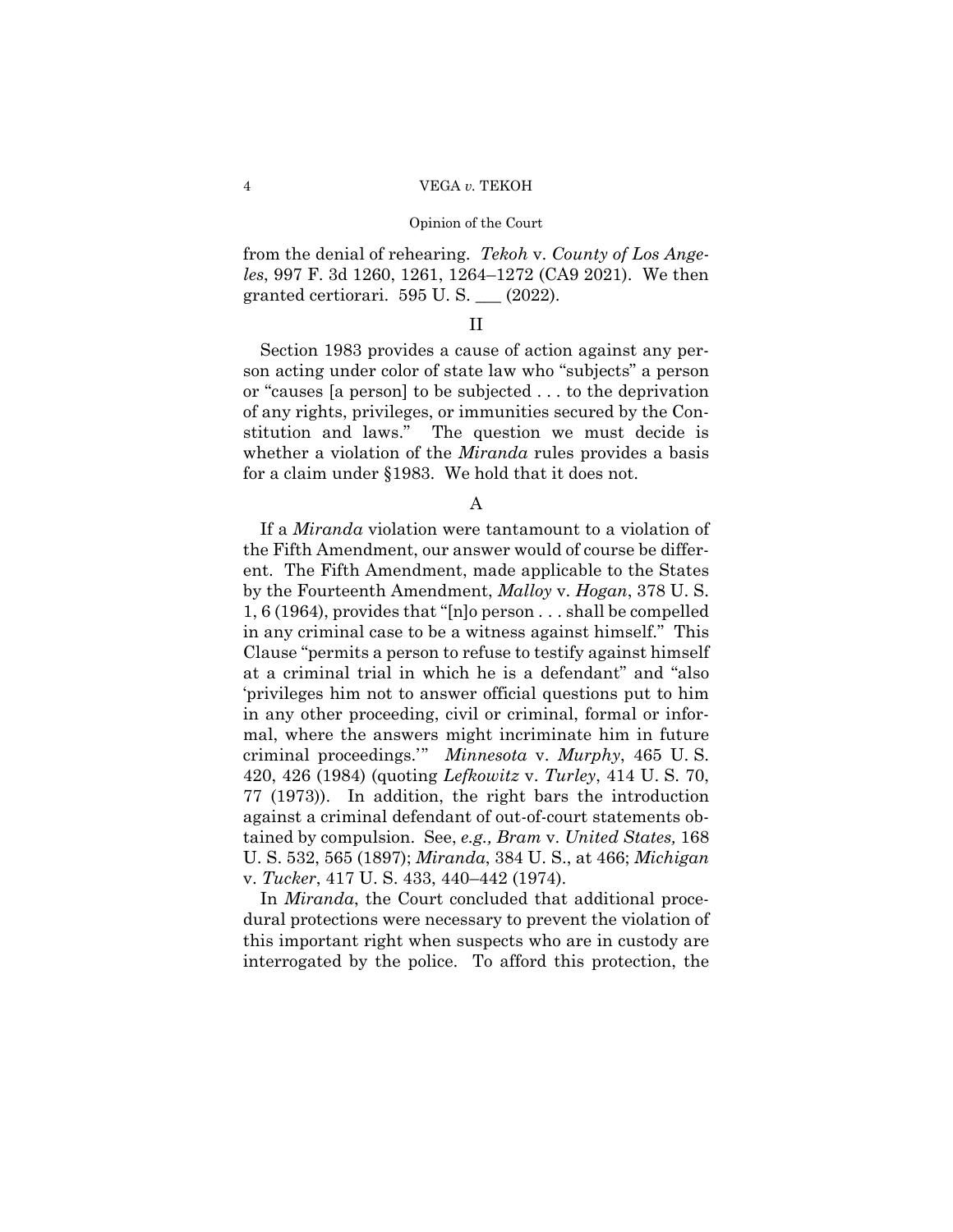from the denial of rehearing. *Tekoh* v. *County of Los Angeles*, 997 F. 3d 1260, 1261, 1264–1272 (CA9 2021). We then granted certiorari. 595 U. S. ___ (2022).

## II

Section 1983 provides a cause of action against any person acting under color of state law who "subjects" a person or "causes [a person] to be subjected . . . to the deprivation of any rights, privileges, or immunities secured by the Constitution and laws." The question we must decide is whether a violation of the *Miranda* rules provides a basis for a claim under §1983. We hold that it does not.

### A

If a *Miranda* violation were tantamount to a violation of the Fifth Amendment, our answer would of course be different. The Fifth Amendment, made applicable to the States by the Fourteenth Amendment, *Malloy* v. *Hogan*, 378 U. S. 1, 6 (1964), provides that "[n]o person . . . shall be compelled in any criminal case to be a witness against himself." This Clause "permits a person to refuse to testify against himself at a criminal trial in which he is a defendant" and "also 'privileges him not to answer official questions put to him in any other proceeding, civil or criminal, formal or informal, where the answers might incriminate him in future criminal proceedings.'" *Minnesota* v. *Murphy*, 465 U. S. 420, 426 (1984) (quoting *Lefkowitz* v. *Turley*, 414 U. S. 70, 77 (1973)). In addition, the right bars the introduction against a criminal defendant of out-of-court statements obtained by compulsion. See, *e.g., Bram* v. *United States,* 168 U. S. 532, 565 (1897); *Miranda*, 384 U. S., at 466; *Michigan* v. *Tucker*, 417 U. S. 433, 440–442 (1974).

In *Miranda*, the Court concluded that additional procedural protections were necessary to prevent the violation of this important right when suspects who are in custody are interrogated by the police. To afford this protection, the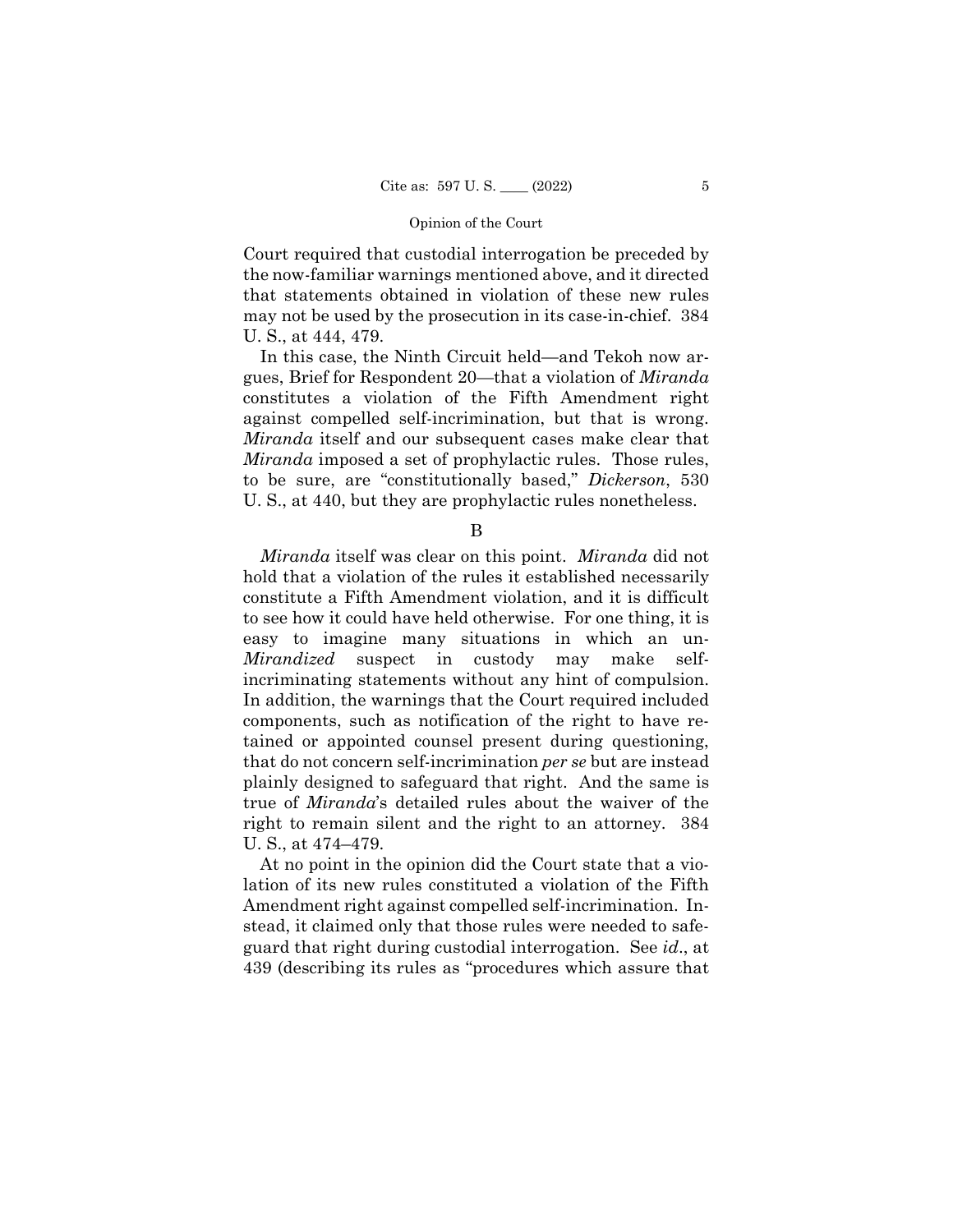Court required that custodial interrogation be preceded by the now-familiar warnings mentioned above, and it directed that statements obtained in violation of these new rules may not be used by the prosecution in its case-in-chief. 384 U. S., at 444, 479.

In this case, the Ninth Circuit held—and Tekoh now argues, Brief for Respondent 20—that a violation of *Miranda* constitutes a violation of the Fifth Amendment right against compelled self-incrimination, but that is wrong. *Miranda* itself and our subsequent cases make clear that *Miranda* imposed a set of prophylactic rules. Those rules, to be sure, are "constitutionally based," *Dickerson*, 530 U. S., at 440, but they are prophylactic rules nonetheless.

B

*Miranda* itself was clear on this point. *Miranda* did not hold that a violation of the rules it established necessarily constitute a Fifth Amendment violation, and it is difficult to see how it could have held otherwise. For one thing, it is easy to imagine many situations in which an un-*Mirandized* suspect in custody may make self-incriminating statements without any hint of compulsion. In addition, the warnings that the Court required included components, such as notification of the right to have retained or appointed counsel present during questioning, that do not concern self-incrimination *per se* but are instead plainly designed to safeguard that right. And the same is true of *Miranda*'s detailed rules about the waiver of the right to remain silent and the right to an attorney. 384 U. S., at 474–479.

At no point in the opinion did the Court state that a violation of its new rules constituted a violation of the Fifth Amendment right against compelled self-incrimination. Instead, it claimed only that those rules were needed to safeguard that right during custodial interrogation. See *id*., at 439 (describing its rules as "procedures which assure that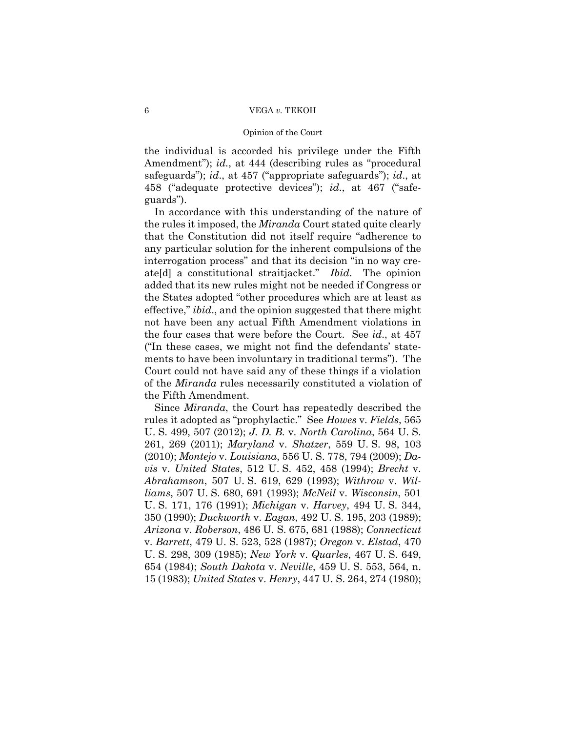the individual is accorded his privilege under the Fifth Amendment"); *id.*, at 444 (describing rules as "procedural safeguards"); *id.*, at 457 ("appropriate safeguards"); *id.*, at 458 ("adequate protective devices"); *id.*, at 467 ("safeguards").

In accordance with this understanding of the nature of the rules it imposed, the *Miranda* Court stated quite clearly that the Constitution did not itself require "adherence to any particular solution for the inherent compulsions of the interrogation process" and that its decision "in no way create[d] a constitutional straitjacket." *Ibid*. The opinion added that its new rules might not be needed if Congress or the States adopted "other procedures which are at least as effective," *ibid*., and the opinion suggested that there might not have been any actual Fifth Amendment violations in the four cases that were before the Court. See *id*., at 457 ("In these cases, we might not find the defendants' statements to have been involuntary in traditional terms"). The Court could not have said any of these things if a violation of the *Miranda* rules necessarily constituted a violation of the Fifth Amendment.

Since *Miranda*, the Court has repeatedly described the rules it adopted as "prophylactic." See *Howes* v. *Fields*, 565 U. S. 499, 507 (2012); *J. D. B.* v. *North Carolina*, 564 U. S. 261, 269 (2011); *Maryland* v. *Shatzer*, 559 U. S. 98, 103 (2010); *Montejo* v. *Louisiana*, 556 U. S. 778, 794 (2009); *Davis* v. *United States*, 512 U. S. 452, 458 (1994); *Brecht* v. *Abrahamson*, 507 U. S. 619, 629 (1993); *Withrow* v. *Williams*, 507 U. S. 680, 691 (1993); *McNeil* v. *Wisconsin*, 501 U. S. 171, 176 (1991); *Michigan* v. *Harvey*, 494 U. S. 344, 350 (1990); *Duckworth* v. *Eagan*, 492 U. S. 195, 203 (1989); *Arizona* v. *Roberson*, 486 U. S. 675, 681 (1988); *Connecticut* v. *Barrett*, 479 U. S. 523, 528 (1987); *Oregon* v. *Elstad*, 470 U. S. 298, 309 (1985); *New York* v. *Quarles*, 467 U. S. 649, 654 (1984); *South Dakota* v. *Neville*, 459 U. S. 553, 564, n. 15 (1983); *United States* v. *Henry*, 447 U. S. 264, 274 (1980);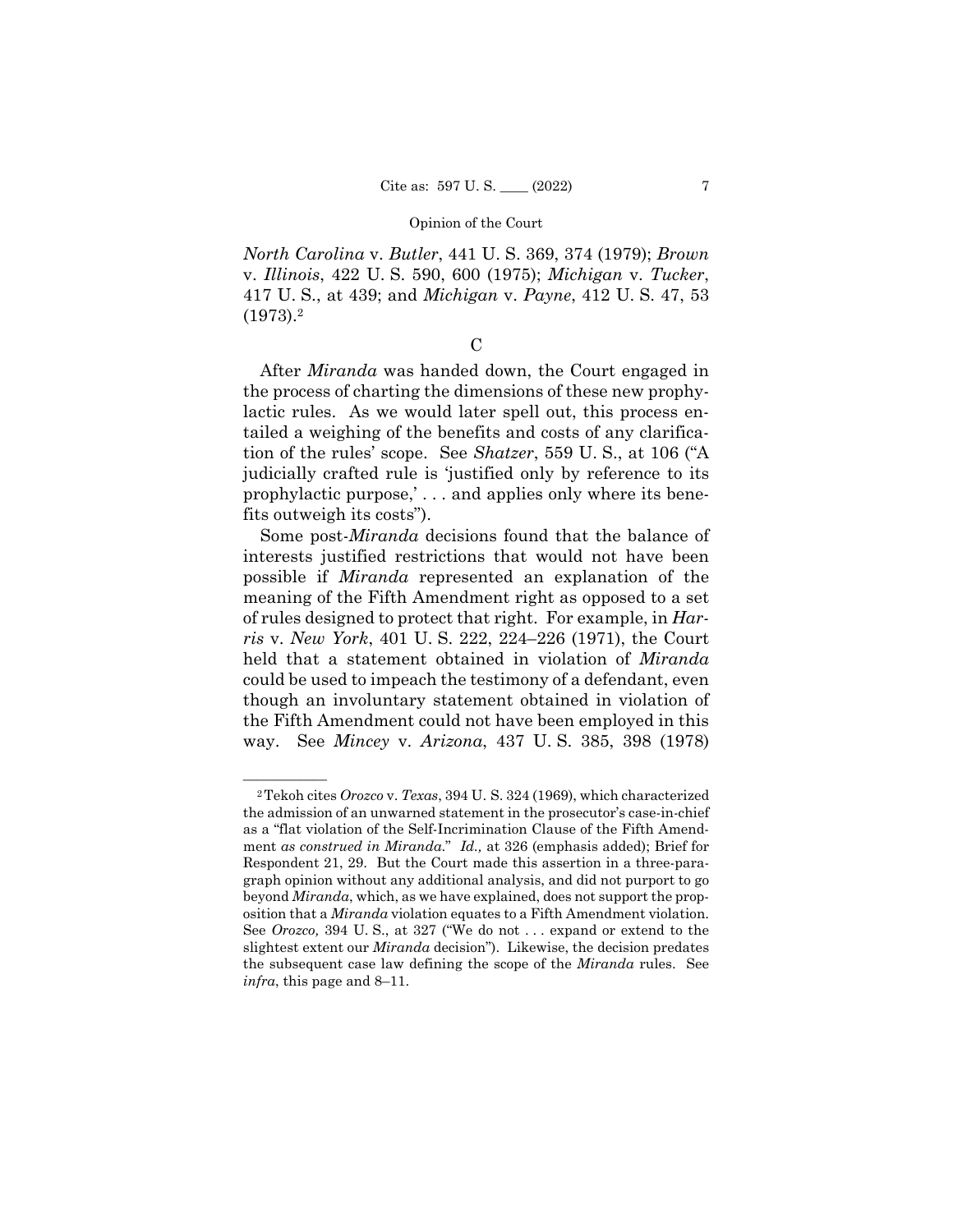*North Carolina* v. *Butler*, 441 U. S. 369, 374 (1979); *Brown* v. *Illinois*, 422 U. S. 590, 600 (1975); *Michigan* v. *Tucker*, 417 U. S., at 439; and *Michigan* v. *Payne*, 412 U. S. 47, 53 (1973).[2]

C

After *Miranda* was handed down, the Court engaged in the process of charting the dimensions of these new prophylactic rules. As we would later spell out, this process entailed a weighing of the benefits and costs of any clarification of the rules' scope. See *Shatzer*, 559 U. S., at 106 ("A judicially crafted rule is 'justified only by reference to its prophylactic purpose,' . . . and applies only where its benefits outweigh its costs").

Some post-*Miranda* decisions found that the balance of interests justified restrictions that would not have been possible if *Miranda* represented an explanation of the meaning of the Fifth Amendment right as opposed to a set of rules designed to protect that right. For example, in *Harris* v. *New York*, 401 U. S. 222, 224–226 (1971), the Court held that a statement obtained in violation of *Miranda* could be used to impeach the testimony of a defendant, even though an involuntary statement obtained in violation of the Fifth Amendment could not have been employed in this way. See *Mincey* v. *Arizona*, 437 U. S. 385, 398 (1978)

---

[2] Tekoh cites *Orozco* v. *Texas*, 394 U. S. 324 (1969), which characterized the admission of an unwarned statement in the prosecutor's case-in-chief as a "flat violation of the Self-Incrimination Clause of the Fifth Amendment *as construed in Miranda*." *Id.,* at 326 (emphasis added); Brief for Respondent 21, 29. But the Court made this assertion in a three-paragraph opinion without any additional analysis, and did not purport to go beyond *Miranda*, which, as we have explained, does not support the proposition that a *Miranda* violation equates to a Fifth Amendment violation. See *Orozco,* 394 U. S., at 327 ("We do not . . . expand or extend to the slightest extent our *Miranda* decision"). Likewise, the decision predates the subsequent case law defining the scope of the *Miranda* rules. See *infra*, this page and 8–11.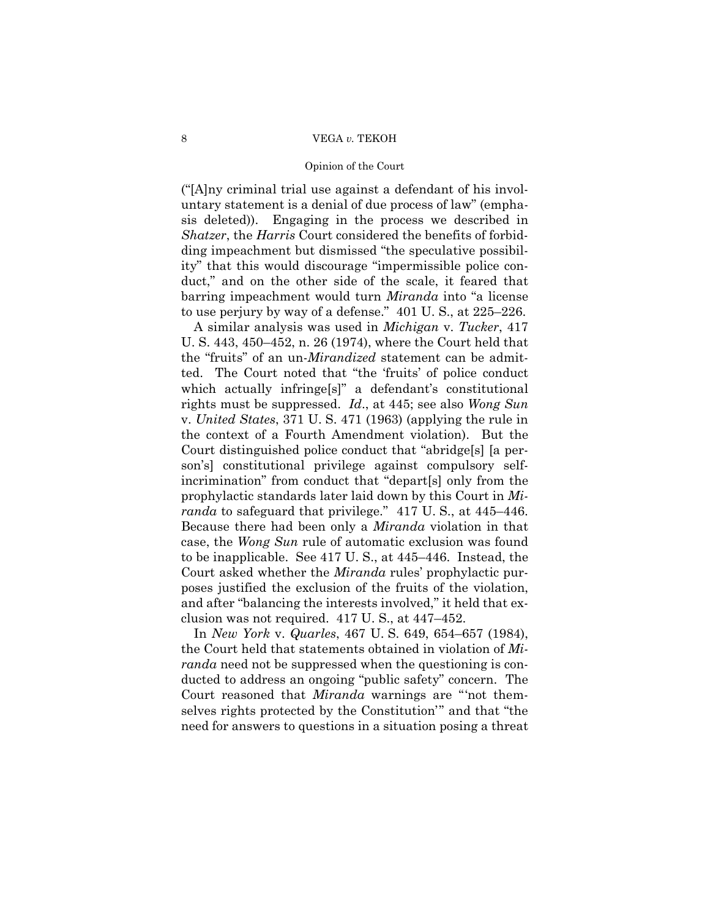("[A]ny criminal trial use against a defendant of his involuntary statement is a denial of due process of law" (emphasis deleted)). Engaging in the process we described in *Shatzer*, the *Harris* Court considered the benefits of forbidding impeachment but dismissed "the speculative possibility" that this would discourage "impermissible police conduct," and on the other side of the scale, it feared that barring impeachment would turn *Miranda* into "a license to use perjury by way of a defense." 401 U. S., at 225–226.

A similar analysis was used in *Michigan* v. *Tucker*, 417 U. S. 443, 450–452, n. 26 (1974), where the Court held that the "fruits" of an un-*Mirandized* statement can be admitted. The Court noted that "the 'fruits' of police conduct which actually infringe[s]" a defendant's constitutional rights must be suppressed. *Id*., at 445; see also *Wong Sun* v. *United States*, 371 U. S. 471 (1963) (applying the rule in the context of a Fourth Amendment violation). But the Court distinguished police conduct that "abridge[s] [a person's] constitutional privilege against compulsory self-incrimination" from conduct that "depart[s] only from the prophylactic standards later laid down by this Court in *Miranda* to safeguard that privilege." 417 U. S., at 445–446. Because there had been only a *Miranda* violation in that case, the *Wong Sun* rule of automatic exclusion was found to be inapplicable. See 417 U. S., at 445–446. Instead, the Court asked whether the *Miranda* rules' prophylactic purposes justified the exclusion of the fruits of the violation, and after "balancing the interests involved," it held that exclusion was not required. 417 U. S., at 447–452.

In *New York* v. *Quarles*, 467 U. S. 649, 654–657 (1984), the Court held that statements obtained in violation of *Miranda* need not be suppressed when the questioning is conducted to address an ongoing "public safety" concern. The Court reasoned that *Miranda* warnings are "'not themselves rights protected by the Constitution'" and that "the need for answers to questions in a situation posing a threat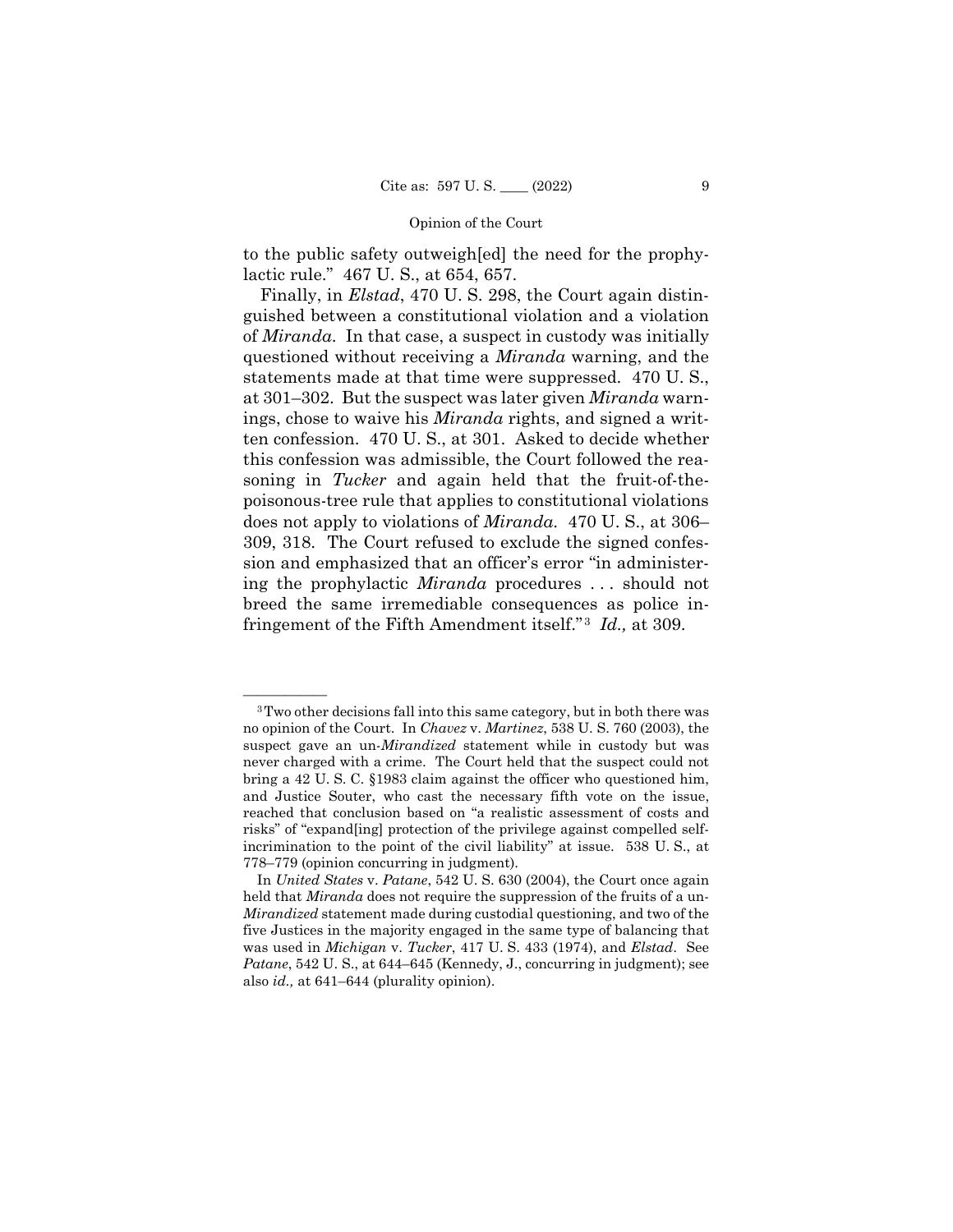to the public safety outweigh[ed] the need for the prophylactic rule." 467 U. S., at 654, 657.

Finally, in *Elstad*, 470 U. S. 298, the Court again distinguished between a constitutional violation and a violation of *Miranda*. In that case, a suspect in custody was initially questioned without receiving a *Miranda* warning, and the statements made at that time were suppressed. 470 U. S., at 301–302. But the suspect was later given *Miranda* warnings, chose to waive his *Miranda* rights, and signed a written confession. 470 U. S., at 301. Asked to decide whether this confession was admissible, the Court followed the reasoning in *Tucker* and again held that the fruit-of-the-poisonous-tree rule that applies to constitutional violations does not apply to violations of *Miranda*. 470 U. S., at 306–309, 318. The Court refused to exclude the signed confession and emphasized that an officer's error "in administering the prophylactic *Miranda* procedures . . . should not breed the same irremediable consequences as police infringement of the Fifth Amendment itself."[3] *Id.,* at 309.

---

[3] Two other decisions fall into this same category, but in both there was no opinion of the Court. In *Chavez* v. *Martinez*, 538 U. S. 760 (2003), the suspect gave an un-*Mirandized* statement while in custody but was never charged with a crime. The Court held that the suspect could not bring a 42 U. S. C. §1983 claim against the officer who questioned him, and Justice Souter, who cast the necessary fifth vote on the issue, reached that conclusion based on "a realistic assessment of costs and risks" of "expand[ing] protection of the privilege against compelled self-incrimination to the point of the civil liability" at issue. 538 U. S., at 778–779 (opinion concurring in judgment).

In *United States* v. *Patane*, 542 U. S. 630 (2004), the Court once again held that *Miranda* does not require the suppression of the fruits of a un-*Mirandized* statement made during custodial questioning, and two of the five Justices in the majority engaged in the same type of balancing that was used in *Michigan* v. *Tucker*, 417 U. S. 433 (1974), and *Elstad*. See *Patane*, 542 U. S., at 644–645 (Kennedy, J., concurring in judgment); see also *id.,* at 641–644 (plurality opinion).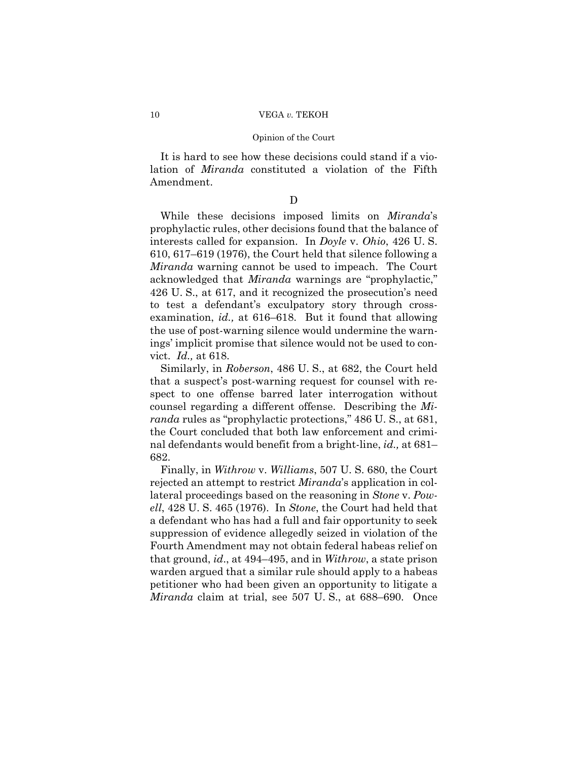It is hard to see how these decisions could stand if a violation of *Miranda* constituted a violation of the Fifth Amendment.

D

While these decisions imposed limits on *Miranda*'s prophylactic rules, other decisions found that the balance of interests called for expansion. In *Doyle* v. *Ohio*, 426 U. S. 610, 617–619 (1976), the Court held that silence following a *Miranda* warning cannot be used to impeach. The Court acknowledged that *Miranda* warnings are "prophylactic," 426 U. S., at 617, and it recognized the prosecution's need to test a defendant's exculpatory story through cross-examination, *id.,* at 616–618. But it found that allowing the use of post-warning silence would undermine the warnings' implicit promise that silence would not be used to convict. *Id.,* at 618.

Similarly, in *Roberson*, 486 U. S., at 682, the Court held that a suspect's post-warning request for counsel with respect to one offense barred later interrogation without counsel regarding a different offense. Describing the *Miranda* rules as "prophylactic protections," 486 U. S., at 681, the Court concluded that both law enforcement and criminal defendants would benefit from a bright-line, *id.,* at 681–682.

Finally, in *Withrow* v. *Williams*, 507 U. S. 680, the Court rejected an attempt to restrict *Miranda*'s application in collateral proceedings based on the reasoning in *Stone* v. *Powell*, 428 U. S. 465 (1976). In *Stone*, the Court had held that a defendant who has had a full and fair opportunity to seek suppression of evidence allegedly seized in violation of the Fourth Amendment may not obtain federal habeas relief on that ground, *id*., at 494–495, and in *Withrow*, a state prison warden argued that a similar rule should apply to a habeas petitioner who had been given an opportunity to litigate a *Miranda* claim at trial, see 507 U. S., at 688–690. Once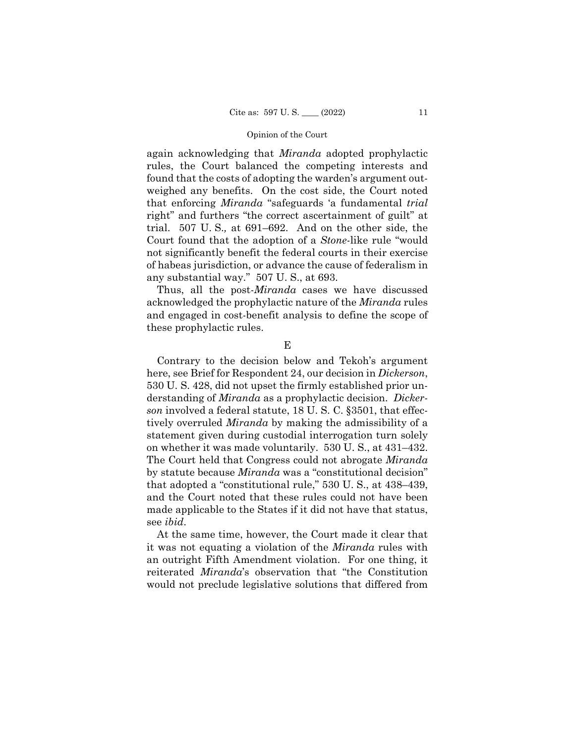again acknowledging that *Miranda* adopted prophylactic rules, the Court balanced the competing interests and found that the costs of adopting the warden's argument outweighed any benefits. On the cost side, the Court noted that enforcing *Miranda* "safeguards 'a fundamental *trial* right" and furthers "the correct ascertainment of guilt" at trial. 507 U. S.*,* at 691–692. And on the other side, the Court found that the adoption of a *Stone*-like rule "would not significantly benefit the federal courts in their exercise of habeas jurisdiction, or advance the cause of federalism in any substantial way." 507 U. S., at 693.

Thus, all the post-*Miranda* cases we have discussed acknowledged the prophylactic nature of the *Miranda* rules and engaged in cost-benefit analysis to define the scope of these prophylactic rules.

E

Contrary to the decision below and Tekoh's argument here, see Brief for Respondent 24, our decision in *Dickerson*, 530 U. S. 428, did not upset the firmly established prior understanding of *Miranda* as a prophylactic decision. *Dickerson* involved a federal statute, 18 U. S. C. §3501, that effectively overruled *Miranda* by making the admissibility of a statement given during custodial interrogation turn solely on whether it was made voluntarily. 530 U. S., at 431–432. The Court held that Congress could not abrogate *Miranda* by statute because *Miranda* was a "constitutional decision" that adopted a "constitutional rule," 530 U. S., at 438–439, and the Court noted that these rules could not have been made applicable to the States if it did not have that status, see *ibid*.

At the same time, however, the Court made it clear that it was not equating a violation of the *Miranda* rules with an outright Fifth Amendment violation. For one thing, it reiterated *Miranda*'s observation that "the Constitution would not preclude legislative solutions that differed from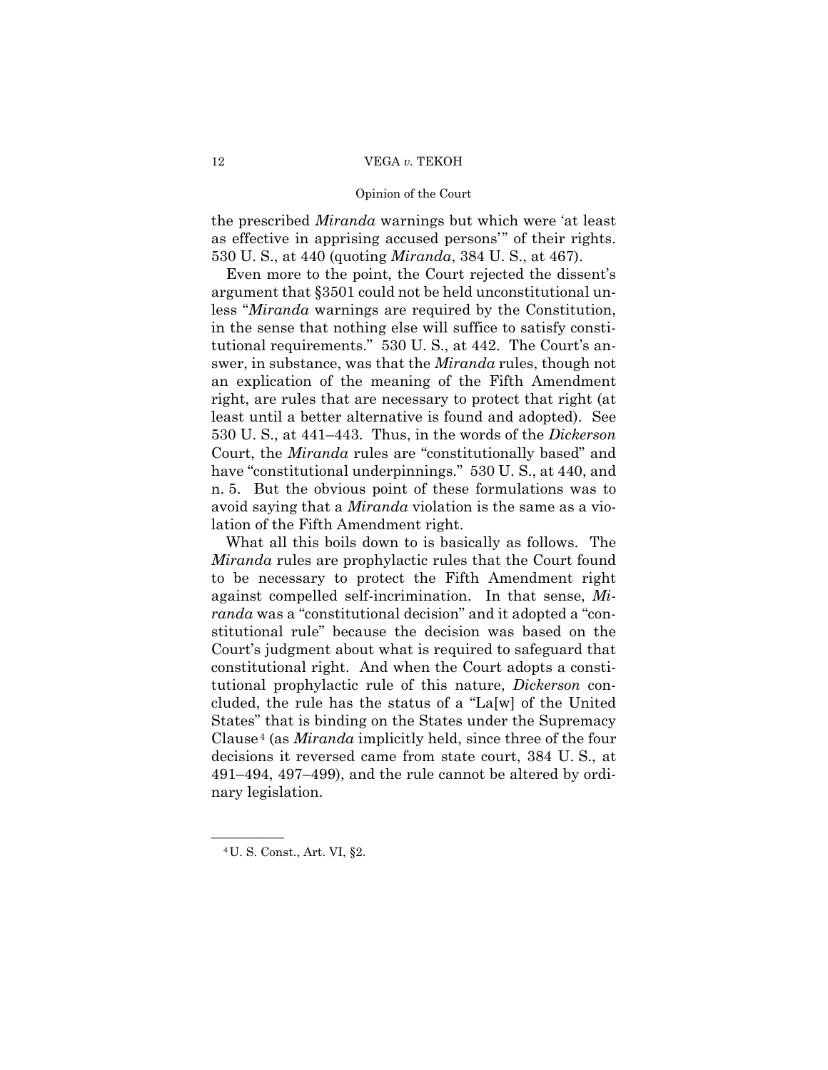the prescribed *Miranda* warnings but which were 'at least as effective in apprising accused persons'" of their rights. 530 U. S., at 440 (quoting *Miranda*, 384 U. S., at 467).

Even more to the point, the Court rejected the dissent's argument that §3501 could not be held unconstitutional unless "*Miranda* warnings are required by the Constitution, in the sense that nothing else will suffice to satisfy constitutional requirements." 530 U. S., at 442. The Court's answer, in substance, was that the *Miranda* rules, though not an explication of the meaning of the Fifth Amendment right, are rules that are necessary to protect that right (at least until a better alternative is found and adopted). See 530 U. S., at 441–443. Thus, in the words of the *Dickerson* Court, the *Miranda* rules are "constitutionally based" and have "constitutional underpinnings." 530 U. S., at 440, and n. 5. But the obvious point of these formulations was to avoid saying that a *Miranda* violation is the same as a violation of the Fifth Amendment right.

What all this boils down to is basically as follows. The *Miranda* rules are prophylactic rules that the Court found to be necessary to protect the Fifth Amendment right against compelled self-incrimination. In that sense, *Miranda* was a "constitutional decision" and it adopted a "constitutional rule" because the decision was based on the Court's judgment about what is required to safeguard that constitutional right. And when the Court adopts a constitutional prophylactic rule of this nature, *Dickerson* concluded, the rule has the status of a "La[w] of the United States" that is binding on the States under the Supremacy Clause[4] (as *Miranda* implicitly held, since three of the four decisions it reversed came from state court, 384 U. S., at 491–494, 497–499), and the rule cannot be altered by ordinary legislation.

---

[4] U. S. Const., Art. VI, §2.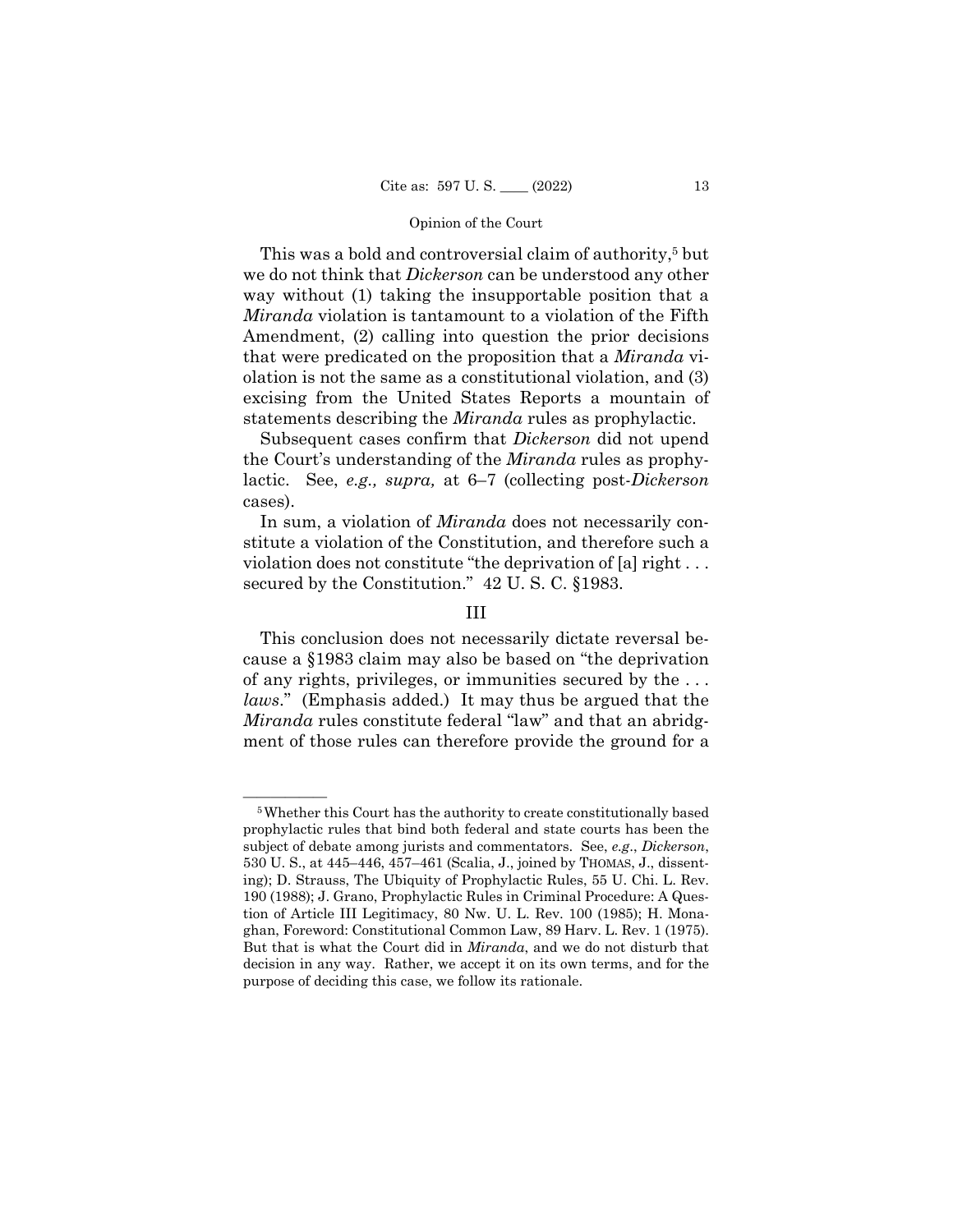This was a bold and controversial claim of authority,[5] but we do not think that *Dickerson* can be understood any other way without (1) taking the insupportable position that a *Miranda* violation is tantamount to a violation of the Fifth Amendment, (2) calling into question the prior decisions that were predicated on the proposition that a *Miranda* violation is not the same as a constitutional violation, and (3) excising from the United States Reports a mountain of statements describing the *Miranda* rules as prophylactic.

Subsequent cases confirm that *Dickerson* did not upend the Court's understanding of the *Miranda* rules as prophylactic. See, *e.g., supra,* at 6–7 (collecting post-*Dickerson* cases).

In sum, a violation of *Miranda* does not necessarily constitute a violation of the Constitution, and therefore such a violation does not constitute "the deprivation of [a] right . . . secured by the Constitution." 42 U. S. C. §1983.

## III

This conclusion does not necessarily dictate reversal because a §1983 claim may also be based on "the deprivation of any rights, privileges, or immunities secured by the . . . *laws*." (Emphasis added.) It may thus be argued that the *Miranda* rules constitute federal "law" and that an abridgment of those rules can therefore provide the ground for a

---

[5] Whether this Court has the authority to create constitutionally based prophylactic rules that bind both federal and state courts has been the subject of debate among jurists and commentators. See, *e.g*., *Dickerson*, 530 U. S., at 445–446, 457–461 (Scalia, J., joined by THOMAS, J., dissenting); D. Strauss, The Ubiquity of Prophylactic Rules, 55 U. Chi. L. Rev. 190 (1988); J. Grano, Prophylactic Rules in Criminal Procedure: A Question of Article III Legitimacy, 80 Nw. U. L. Rev. 100 (1985); H. Monaghan, Foreword: Constitutional Common Law, 89 Harv. L. Rev. 1 (1975). But that is what the Court did in *Miranda*, and we do not disturb that decision in any way. Rather, we accept it on its own terms, and for the purpose of deciding this case, we follow its rationale.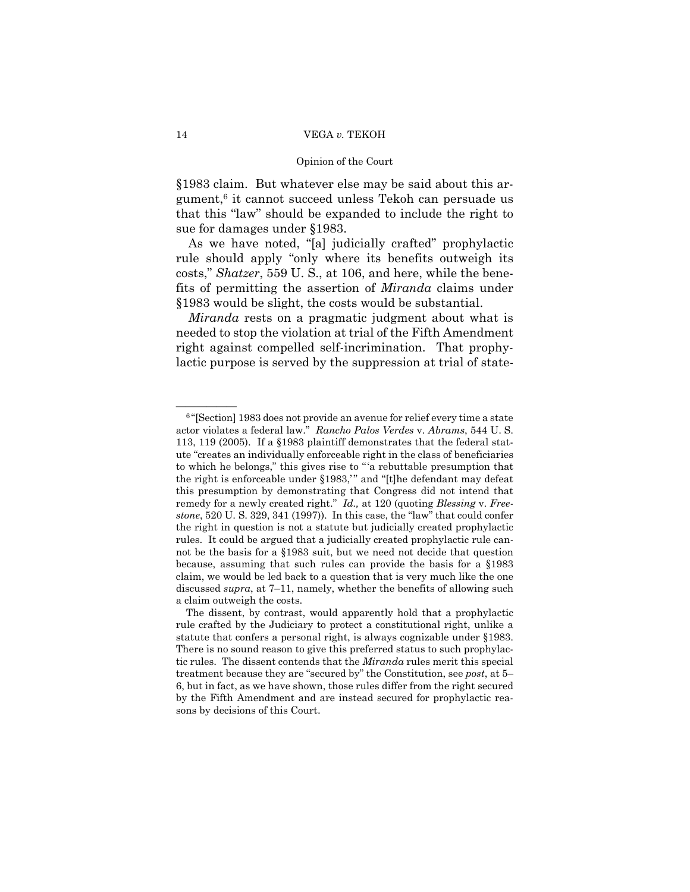§1983 claim. But whatever else may be said about this argument,[6] it cannot succeed unless Tekoh can persuade us that this "law" should be expanded to include the right to sue for damages under §1983.

As we have noted, "[a] judicially crafted" prophylactic rule should apply "only where its benefits outweigh its costs," *Shatzer*, 559 U. S., at 106, and here, while the benefits of permitting the assertion of *Miranda* claims under §1983 would be slight, the costs would be substantial.

*Miranda* rests on a pragmatic judgment about what is needed to stop the violation at trial of the Fifth Amendment right against compelled self-incrimination. That prophylactic purpose is served by the suppression at trial of state-

---

[6] "[Section] 1983 does not provide an avenue for relief every time a state actor violates a federal law." *Rancho Palos Verdes* v. *Abrams*, 544 U. S. 113, 119 (2005). If a §1983 plaintiff demonstrates that the federal statute "creates an individually enforceable right in the class of beneficiaries to which he belongs," this gives rise to "'a rebuttable presumption that the right is enforceable under §1983,'" and "[t]he defendant may defeat this presumption by demonstrating that Congress did not intend that remedy for a newly created right." *Id.,* at 120 (quoting *Blessing* v. *Freestone*, 520 U. S. 329, 341 (1997)). In this case, the "law" that could confer the right in question is not a statute but judicially created prophylactic rules. It could be argued that a judicially created prophylactic rule cannot be the basis for a §1983 suit, but we need not decide that question because, assuming that such rules can provide the basis for a §1983 claim, we would be led back to a question that is very much like the one discussed *supra*, at 7–11, namely, whether the benefits of allowing such a claim outweigh the costs.

The dissent, by contrast, would apparently hold that a prophylactic rule crafted by the Judiciary to protect a constitutional right, unlike a statute that confers a personal right, is always cognizable under §1983. There is no sound reason to give this preferred status to such prophylactic rules. The dissent contends that the *Miranda* rules merit this special treatment because they are "secured by" the Constitution, see *post*, at 5–6, but in fact, as we have shown, those rules differ from the right secured by the Fifth Amendment and are instead secured for prophylactic reasons by decisions of this Court.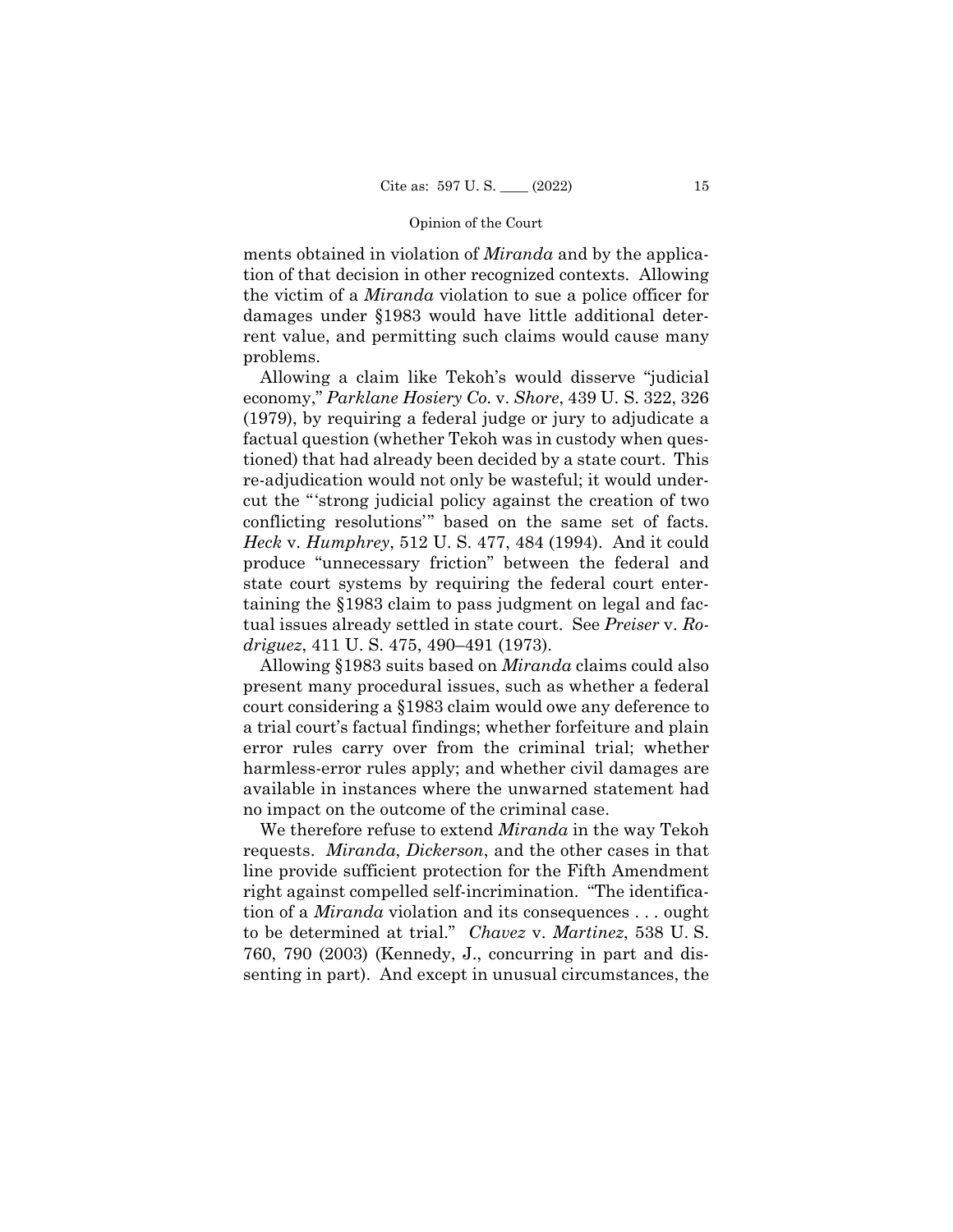ments obtained in violation of *Miranda* and by the application of that decision in other recognized contexts. Allowing the victim of a *Miranda* violation to sue a police officer for damages under §1983 would have little additional deterrent value, and permitting such claims would cause many problems.

Allowing a claim like Tekoh's would disserve "judicial economy," *Parklane Hosiery Co.* v. *Shore*, 439 U. S. 322, 326 (1979), by requiring a federal judge or jury to adjudicate a factual question (whether Tekoh was in custody when questioned) that had already been decided by a state court. This re-adjudication would not only be wasteful; it would undercut the "'strong judicial policy against the creation of two conflicting resolutions'" based on the same set of facts. *Heck* v. *Humphrey*, 512 U. S. 477, 484 (1994). And it could produce "unnecessary friction" between the federal and state court systems by requiring the federal court entertaining the §1983 claim to pass judgment on legal and factual issues already settled in state court. See *Preiser* v. *Rodriguez*, 411 U. S. 475, 490–491 (1973).

Allowing §1983 suits based on *Miranda* claims could also present many procedural issues, such as whether a federal court considering a §1983 claim would owe any deference to a trial court's factual findings; whether forfeiture and plain error rules carry over from the criminal trial; whether harmless-error rules apply; and whether civil damages are available in instances where the unwarned statement had no impact on the outcome of the criminal case.

We therefore refuse to extend *Miranda* in the way Tekoh requests. *Miranda*, *Dickerson*, and the other cases in that line provide sufficient protection for the Fifth Amendment right against compelled self-incrimination. "The identification of a *Miranda* violation and its consequences . . . ought to be determined at trial." *Chavez* v. *Martinez*, 538 U. S. 760, 790 (2003) (Kennedy, J., concurring in part and dissenting in part). And except in unusual circumstances, the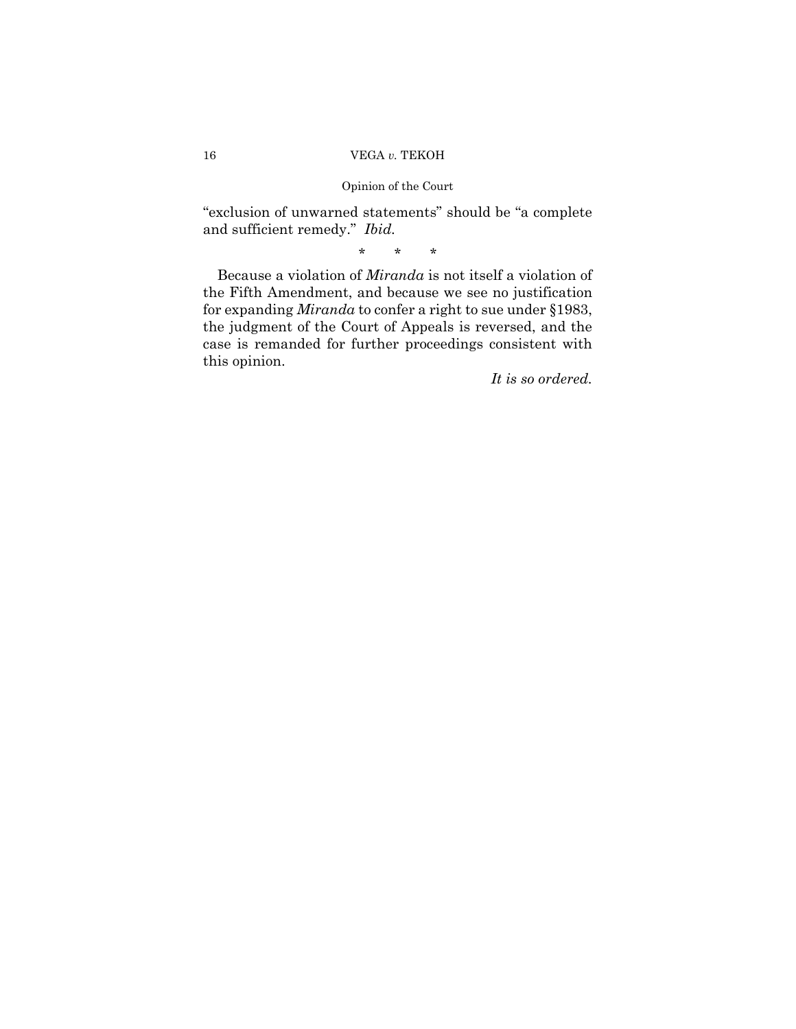"exclusion of unwarned statements" should be "a complete and sufficient remedy." *Ibid.*

\* \* \*

Because a violation of *Miranda* is not itself a violation of the Fifth Amendment, and because we see no justification for expanding *Miranda* to confer a right to sue under §1983, the judgment of the Court of Appeals is reversed, and the case is remanded for further proceedings consistent with this opinion.

*It is so ordered.*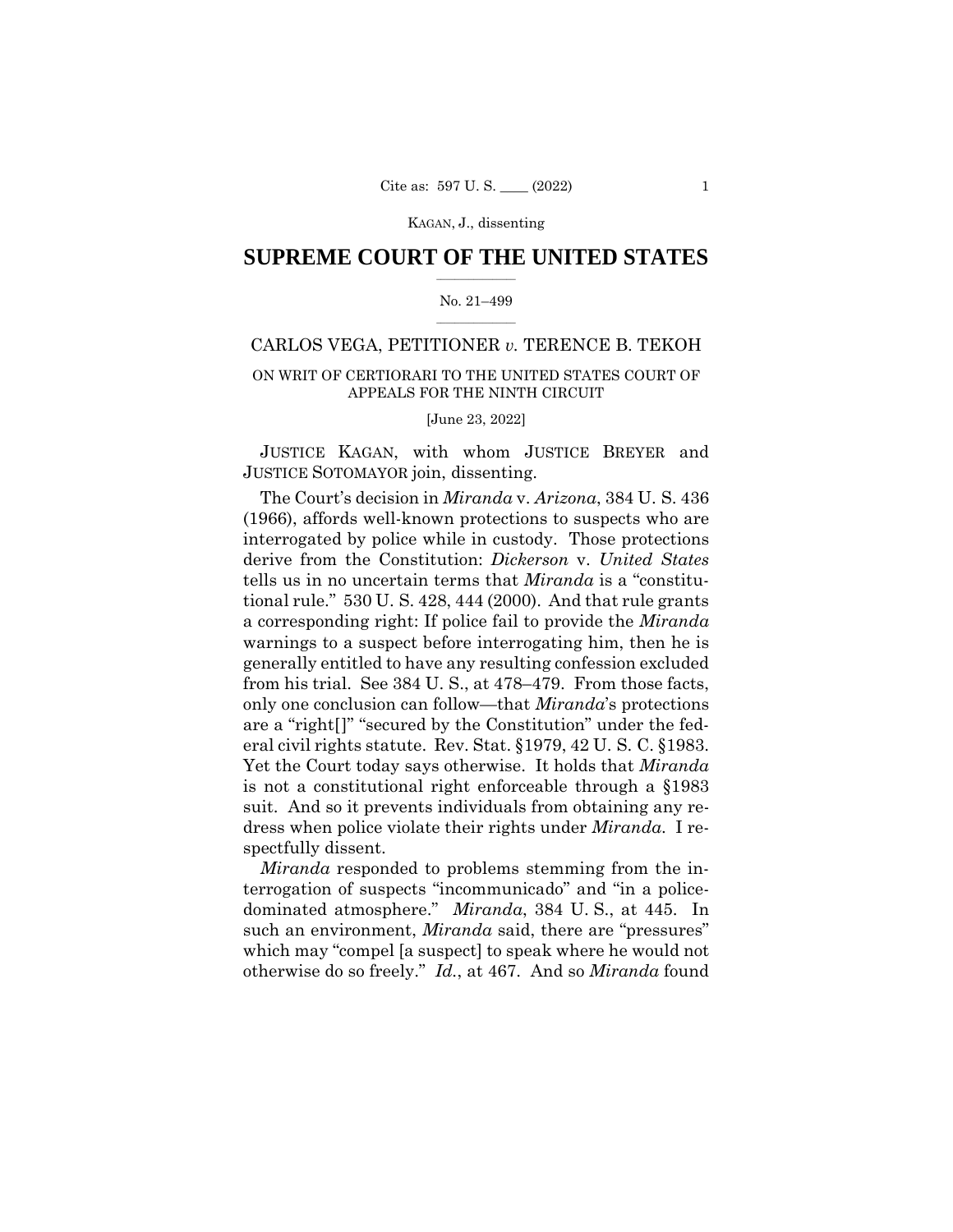## SUPREME COURT OF THE UNITED STATES

No. 21–499

CARLOS VEGA, PETITIONER *v.* TERENCE B. TEKOH

ON WRIT OF CERTIORARI TO THE UNITED STATES COURT OF APPEALS FOR THE NINTH CIRCUIT

[June 23, 2022]

JUSTICE KAGAN, with whom JUSTICE BREYER and JUSTICE SOTOMAYOR join, dissenting.

The Court's decision in *Miranda* v. *Arizona*, 384 U. S. 436 (1966), affords well-known protections to suspects who are interrogated by police while in custody. Those protections derive from the Constitution: *Dickerson* v. *United States* tells us in no uncertain terms that *Miranda* is a "constitutional rule." 530 U. S. 428, 444 (2000). And that rule grants a corresponding right: If police fail to provide the *Miranda* warnings to a suspect before interrogating him, then he is generally entitled to have any resulting confession excluded from his trial. See 384 U. S., at 478–479. From those facts, only one conclusion can follow—that *Miranda*'s protections are a "right[]" "secured by the Constitution" under the federal civil rights statute. Rev. Stat. §1979, 42 U. S. C. §1983. Yet the Court today says otherwise. It holds that *Miranda* is not a constitutional right enforceable through a §1983 suit. And so it prevents individuals from obtaining any redress when police violate their rights under *Miranda*. I respectfully dissent.

*Miranda* responded to problems stemming from the interrogation of suspects "incommunicado" and "in a police-dominated atmosphere." *Miranda*, 384 U. S., at 445. In such an environment, *Miranda* said, there are "pressures" which may "compel [a suspect] to speak where he would not otherwise do so freely." *Id.*, at 467. And so *Miranda* found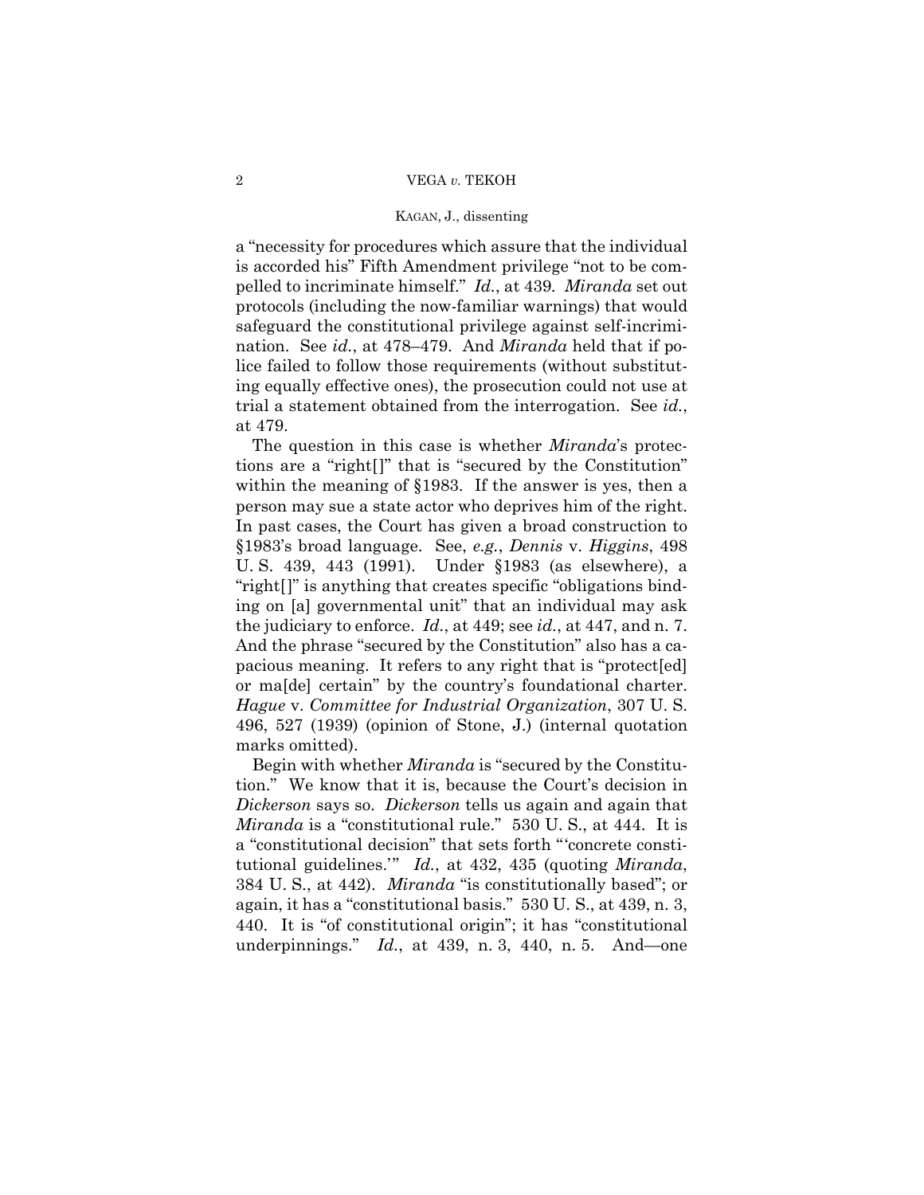a "necessity for procedures which assure that the individual is accorded his" Fifth Amendment privilege "not to be compelled to incriminate himself." *Id.*, at 439. *Miranda* set out protocols (including the now-familiar warnings) that would safeguard the constitutional privilege against self-incrimination. See *id.*, at 478–479. And *Miranda* held that if police failed to follow those requirements (without substituting equally effective ones), the prosecution could not use at trial a statement obtained from the interrogation. See *id.*, at 479.

The question in this case is whether *Miranda*'s protections are a "right[]" that is "secured by the Constitution" within the meaning of §1983. If the answer is yes, then a person may sue a state actor who deprives him of the right. In past cases, the Court has given a broad construction to §1983's broad language. See, *e.g.*, *Dennis* v. *Higgins*, 498 U. S. 439, 443 (1991). Under §1983 (as elsewhere), a "right[]" is anything that creates specific "obligations binding on [a] governmental unit" that an individual may ask the judiciary to enforce. *Id.*, at 449; see *id.*, at 447, and n. 7. And the phrase "secured by the Constitution" also has a capacious meaning. It refers to any right that is "protect[ed] or ma[de] certain" by the country's foundational charter. *Hague* v. *Committee for Industrial Organization*, 307 U. S. 496, 527 (1939) (opinion of Stone, J.) (internal quotation marks omitted).

Begin with whether *Miranda* is "secured by the Constitution." We know that it is, because the Court's decision in *Dickerson* says so. *Dickerson* tells us again and again that *Miranda* is a "constitutional rule." 530 U. S., at 444. It is a "constitutional decision" that sets forth "'concrete constitutional guidelines.'" *Id.*, at 432, 435 (quoting *Miranda*, 384 U. S., at 442). *Miranda* "is constitutionally based"; or again, it has a "constitutional basis." 530 U. S., at 439, n. 3, 440. It is "of constitutional origin"; it has "constitutional underpinnings." *Id.*, at 439, n. 3, 440, n. 5. And—one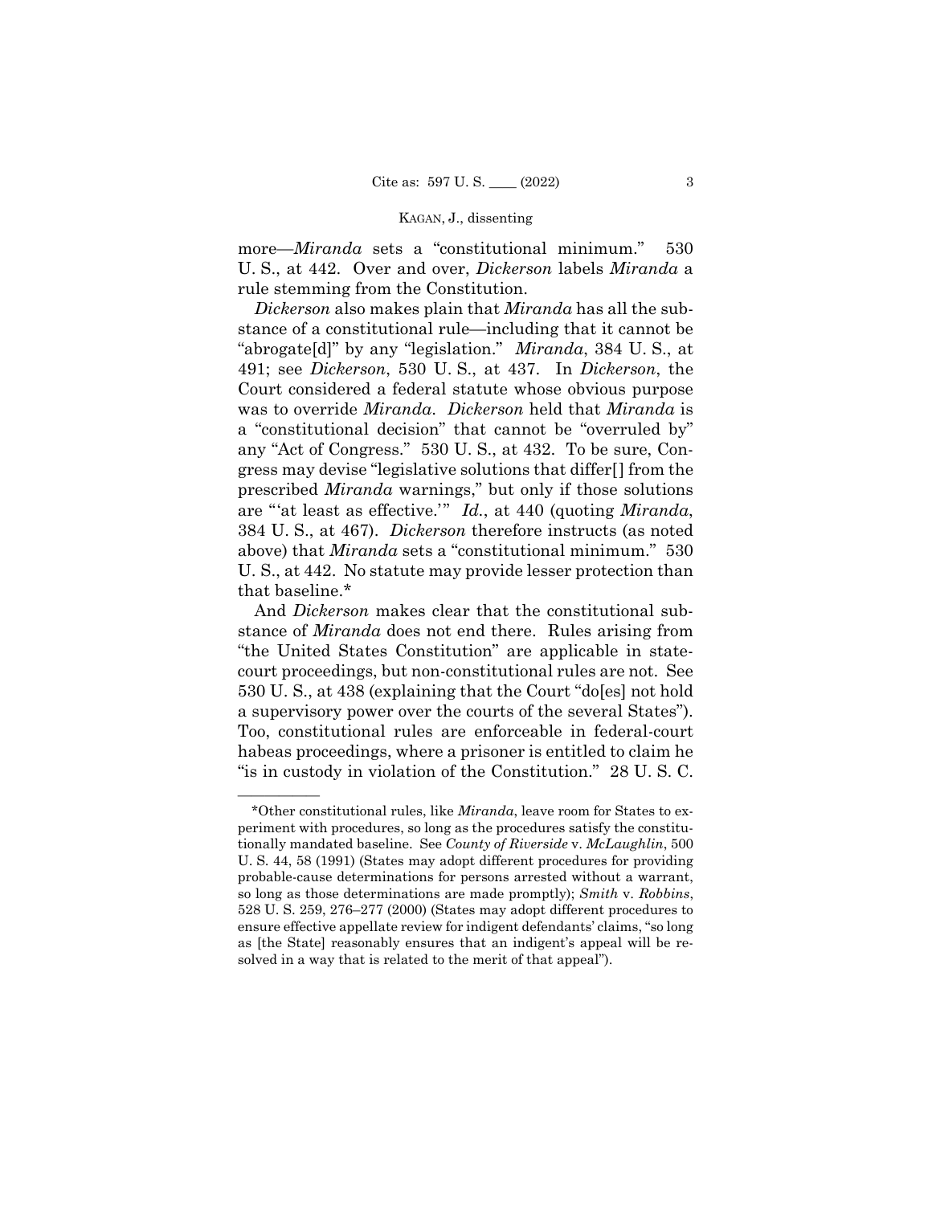more—*Miranda* sets a "constitutional minimum." 530 U. S., at 442. Over and over, *Dickerson* labels *Miranda* a rule stemming from the Constitution.

*Dickerson* also makes plain that *Miranda* has all the substance of a constitutional rule—including that it cannot be "abrogate[d]" by any "legislation." *Miranda*, 384 U. S., at 491; see *Dickerson*, 530 U. S., at 437. In *Dickerson*, the Court considered a federal statute whose obvious purpose was to override *Miranda*. *Dickerson* held that *Miranda* is a "constitutional decision" that cannot be "overruled by" any "Act of Congress." 530 U. S., at 432. To be sure, Congress may devise "legislative solutions that differ[] from the prescribed *Miranda* warnings," but only if those solutions are "'at least as effective.'" *Id.*, at 440 (quoting *Miranda*, 384 U. S., at 467). *Dickerson* therefore instructs (as noted above) that *Miranda* sets a "constitutional minimum." 530 U. S., at 442. No statute may provide lesser protection than that baseline.*

And *Dickerson* makes clear that the constitutional substance of *Miranda* does not end there. Rules arising from "the United States Constitution" are applicable in state-court proceedings, but non-constitutional rules are not. See 530 U. S., at 438 (explaining that the Court "do[es] not hold a supervisory power over the courts of the several States"). Too, constitutional rules are enforceable in federal-court habeas proceedings, where a prisoner is entitled to claim he "is in custody in violation of the Constitution." 28 U. S. C.

---

*Other constitutional rules, like *Miranda*, leave room for States to experiment with procedures, so long as the procedures satisfy the constitutionally mandated baseline. See *County of Riverside* v. *McLaughlin*, 500 U. S. 44, 58 (1991) (States may adopt different procedures for providing probable-cause determinations for persons arrested without a warrant, so long as those determinations are made promptly); *Smith* v. *Robbins*, 528 U. S. 259, 276–277 (2000) (States may adopt different procedures to ensure effective appellate review for indigent defendants' claims, "so long as [the State] reasonably ensures that an indigent's appeal will be resolved in a way that is related to the merit of that appeal").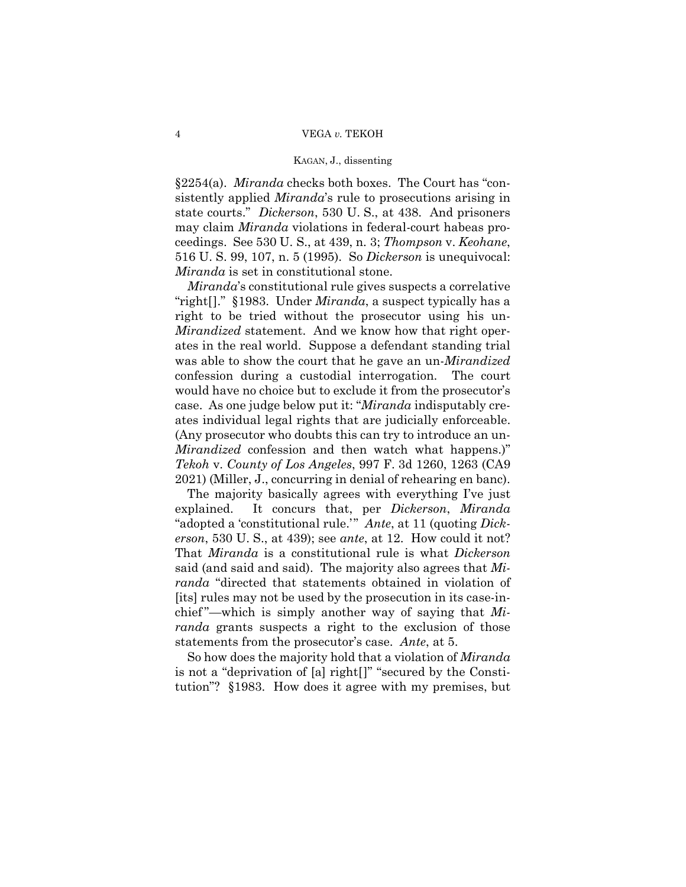§2254(a). *Miranda* checks both boxes. The Court has "consistently applied *Miranda*'s rule to prosecutions arising in state courts." *Dickerson*, 530 U. S., at 438. And prisoners may claim *Miranda* violations in federal-court habeas proceedings. See 530 U. S., at 439, n. 3; *Thompson* v. *Keohane*, 516 U. S. 99, 107, n. 5 (1995). So *Dickerson* is unequivocal: *Miranda* is set in constitutional stone.

*Miranda*'s constitutional rule gives suspects a correlative "right[]." §1983. Under *Miranda*, a suspect typically has a right to be tried without the prosecutor using his un-*Mirandized* statement. And we know how that right operates in the real world. Suppose a defendant standing trial was able to show the court that he gave an un-*Mirandized* confession during a custodial interrogation. The court would have no choice but to exclude it from the prosecutor's case. As one judge below put it: "*Miranda* indisputably creates individual legal rights that are judicially enforceable. (Any prosecutor who doubts this can try to introduce an un-*Mirandized* confession and then watch what happens.)" *Tekoh* v. *County of Los Angeles*, 997 F. 3d 1260, 1263 (CA9 2021) (Miller, J., concurring in denial of rehearing en banc).

The majority basically agrees with everything I've just explained. It concurs that, per *Dickerson*, *Miranda* "adopted a 'constitutional rule.'" *Ante*, at 11 (quoting *Dickerson*, 530 U. S., at 439); see *ante*, at 12. How could it not? That *Miranda* is a constitutional rule is what *Dickerson* said (and said and said). The majority also agrees that *Miranda* "directed that statements obtained in violation of [its] rules may not be used by the prosecution in its case-in-chief"—which is simply another way of saying that *Miranda* grants suspects a right to the exclusion of those statements from the prosecutor's case. *Ante*, at 5.

So how does the majority hold that a violation of *Miranda* is not a "deprivation of [a] right[]" "secured by the Constitution"? §1983. How does it agree with my premises, but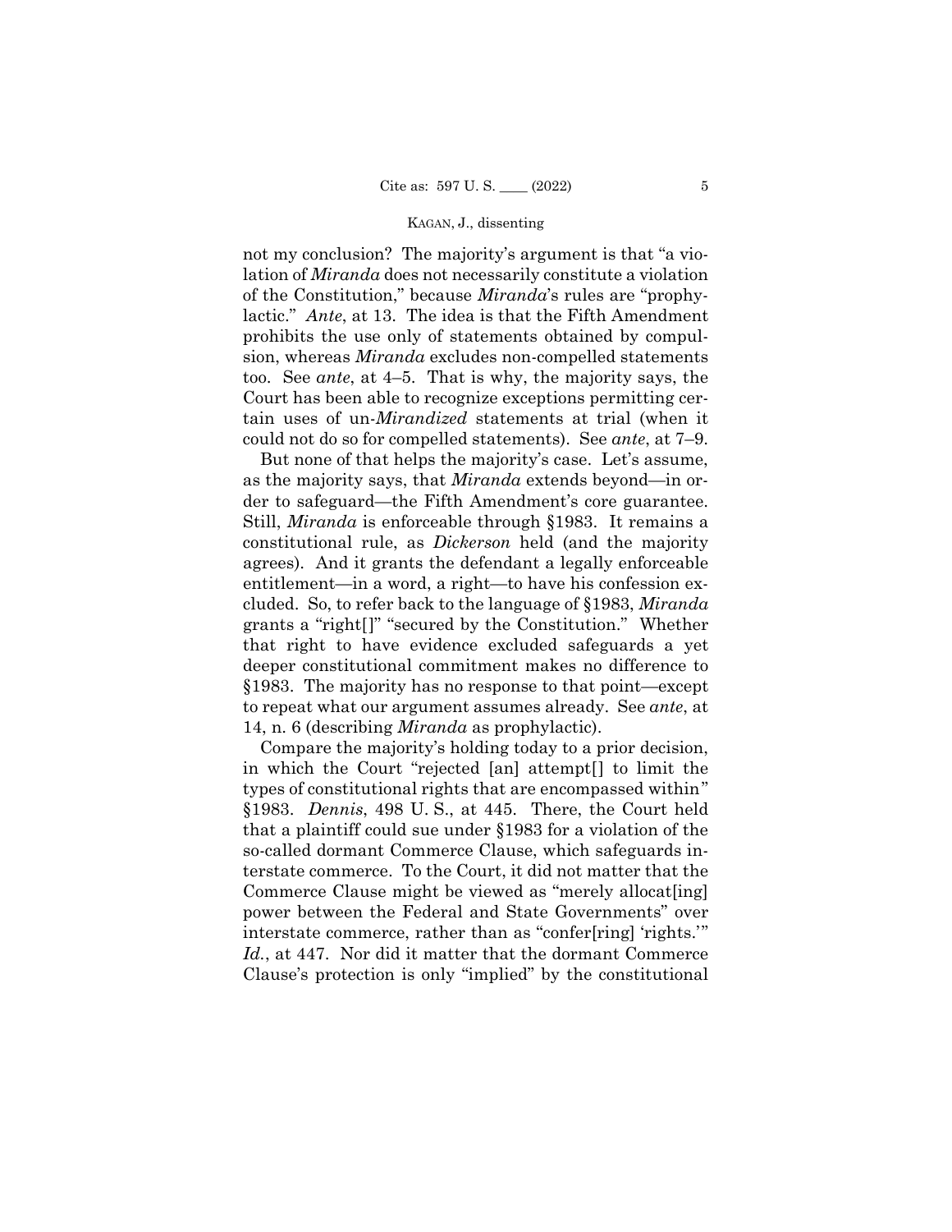not my conclusion? The majority's argument is that "a violation of *Miranda* does not necessarily constitute a violation of the Constitution," because *Miranda*'s rules are "prophylactic." *Ante*, at 13. The idea is that the Fifth Amendment prohibits the use only of statements obtained by compulsion, whereas *Miranda* excludes non-compelled statements too. See *ante*, at 4–5. That is why, the majority says, the Court has been able to recognize exceptions permitting certain uses of un-*Mirandized* statements at trial (when it could not do so for compelled statements). See *ante*, at 7–9.

But none of that helps the majority's case. Let's assume, as the majority says, that *Miranda* extends beyond—in order to safeguard—the Fifth Amendment's core guarantee. Still, *Miranda* is enforceable through §1983. It remains a constitutional rule, as *Dickerson* held (and the majority agrees). And it grants the defendant a legally enforceable entitlement—in a word, a right—to have his confession excluded. So, to refer back to the language of §1983, *Miranda* grants a "right[]" "secured by the Constitution." Whether that right to have evidence excluded safeguards a yet deeper constitutional commitment makes no difference to §1983. The majority has no response to that point—except to repeat what our argument assumes already. See *ante*, at 14, n. 6 (describing *Miranda* as prophylactic).

Compare the majority's holding today to a prior decision, in which the Court "rejected [an] attempt[] to limit the types of constitutional rights that are encompassed within" §1983. *Dennis*, 498 U. S., at 445. There, the Court held that a plaintiff could sue under §1983 for a violation of the so-called dormant Commerce Clause, which safeguards interstate commerce. To the Court, it did not matter that the Commerce Clause might be viewed as "merely allocat[ing] power between the Federal and State Governments" over interstate commerce, rather than as "confer[ring] 'rights.'" *Id.*, at 447. Nor did it matter that the dormant Commerce Clause's protection is only "implied" by the constitutional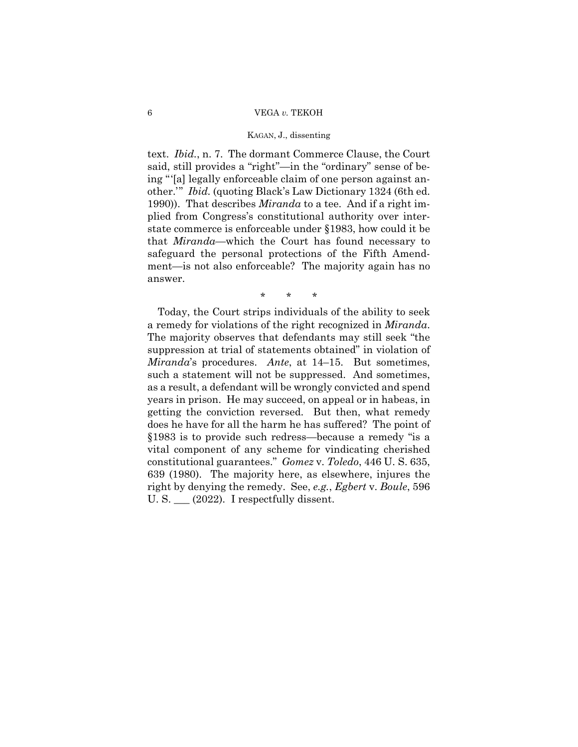text. *Ibid.*, n. 7. The dormant Commerce Clause, the Court said, still provides a "right"—in the "ordinary" sense of being "'[a] legally enforceable claim of one person against another.'" *Ibid.* (quoting Black's Law Dictionary 1324 (6th ed. 1990)). That describes *Miranda* to a tee. And if a right implied from Congress's constitutional authority over interstate commerce is enforceable under §1983, how could it be that *Miranda*—which the Court has found necessary to safeguard the personal protections of the Fifth Amendment—is not also enforceable? The majority again has no answer.

\* \* \*

Today, the Court strips individuals of the ability to seek a remedy for violations of the right recognized in *Miranda*. The majority observes that defendants may still seek "the suppression at trial of statements obtained" in violation of *Miranda*'s procedures. *Ante*, at 14–15. But sometimes, such a statement will not be suppressed. And sometimes, as a result, a defendant will be wrongly convicted and spend years in prison. He may succeed, on appeal or in habeas, in getting the conviction reversed. But then, what remedy does he have for all the harm he has suffered? The point of §1983 is to provide such redress—because a remedy "is a vital component of any scheme for vindicating cherished constitutional guarantees." *Gomez* v. *Toledo*, 446 U. S. 635, 639 (1980). The majority here, as elsewhere, injures the right by denying the remedy. See, *e.g.*, *Egbert* v. *Boule*, 596 U. S. ___ (2022). I respectfully dissent.